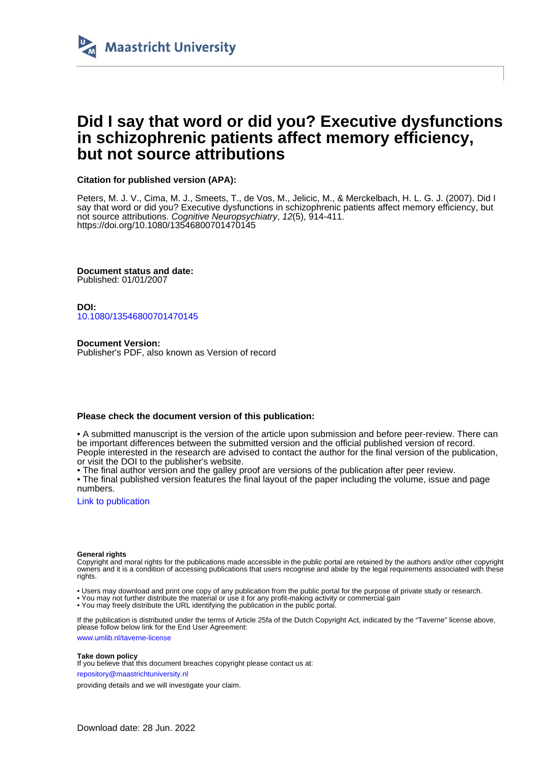Maastricht University

# Did I say that word or did you? Executive dysfunctions in schizophrenic patients affect memory efficiency, but not source attributions

**Citation for published version (APA):**

Peters, M. J. V., Cima, M. J., Smeets, T., de Vos, M., Jelicic, M., & Merckelbach, H. L. G. J. (2007). Did I say that word or did you? Executive dysfunctions in schizophrenic patients affect memory efficiency, but not source attributions. *Cognitive Neuropsychiatry*, *12*(5), 914-411. https://doi.org/10.1080/13546800701470145

**Document status and date:**
Published: 01/01/2007

**DOI:**
10.1080/13546800701470145

**Document Version:**
Publisher's PDF, also known as Version of record

**Please check the document version of this publication:**

• A submitted manuscript is the version of the article upon submission and before peer-review. There can be important differences between the submitted version and the official published version of record. People interested in the research are advised to contact the author for the final version of the publication, or visit the DOI to the publisher's website.
• The final author version and the galley proof are versions of the publication after peer review.
• The final published version features the final layout of the paper including the volume, issue and page numbers.

Link to publication

**General rights**
Copyright and moral rights for the publications made accessible in the public portal are retained by the authors and/or other copyright owners and it is a condition of accessing publications that users recognise and abide by the legal requirements associated with these rights.

• Users may download and print one copy of any publication from the public portal for the purpose of private study or research.
• You may not further distribute the material or use it for any profit-making activity or commercial gain
• You may freely distribute the URL identifying the publication in the public portal.

If the publication is distributed under the terms of Article 25fa of the Dutch Copyright Act, indicated by the "Taverne" license above, please follow below link for the End User Agreement:

www.umlib.nl/taverne-license

**Take down policy**
If you believe that this document breaches copyright please contact us at:

repository@maastrichtuniversity.nl

providing details and we will investigate your claim.

Download date: 28 Jun. 2022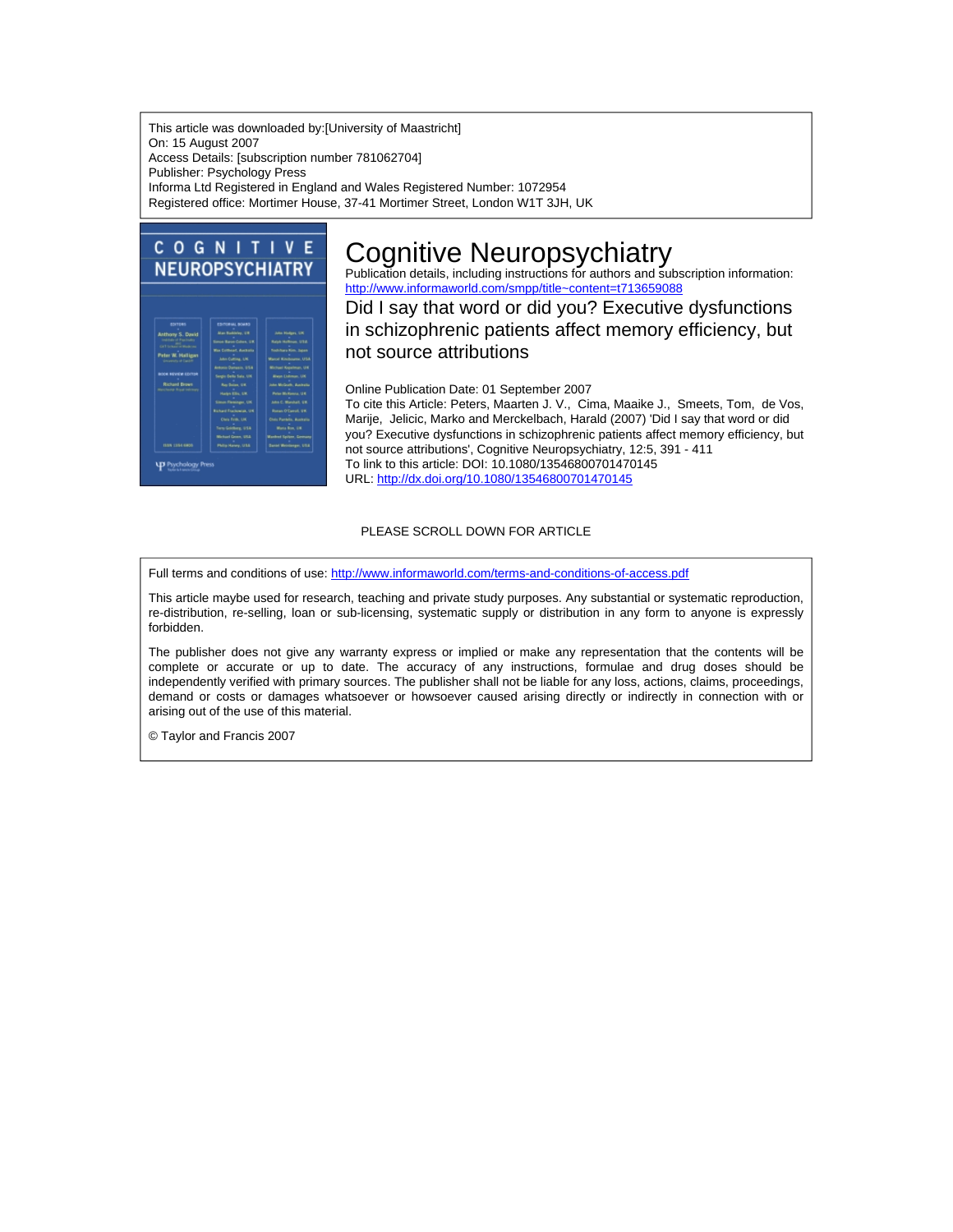This article was downloaded by:[University of Maastricht]
On: 15 August 2007
Access Details: [subscription number 781062704]
Publisher: Psychology Press
Informa Ltd Registered in England and Wales Registered Number: 1072954
Registered office: Mortimer House, 37-41 Mortimer Street, London W1T 3JH, UK

# Cognitive Neuropsychiatry

Publication details, including instructions for authors and subscription information:
http://www.informaworld.com/smpp/title~content=t713659088

## Did I say that word or did you? Executive dysfunctions in schizophrenic patients affect memory efficiency, but not source attributions

Online Publication Date: 01 September 2007

To cite this Article: Peters, Maarten J. V., Cima, Maaike J., Smeets, Tom, de Vos, Marije, Jelicic, Marko and Merckelbach, Harald (2007) 'Did I say that word or did you? Executive dysfunctions in schizophrenic patients affect memory efficiency, but not source attributions', Cognitive Neuropsychiatry, 12:5, 391 - 411

To link to this article: DOI: 10.1080/13546800701470145

URL: http://dx.doi.org/10.1080/13546800701470145

PLEASE SCROLL DOWN FOR ARTICLE

Full terms and conditions of use: http://www.informaworld.com/terms-and-conditions-of-access.pdf

This article maybe used for research, teaching and private study purposes. Any substantial or systematic reproduction, re-distribution, re-selling, loan or sub-licensing, systematic supply or distribution in any form to anyone is expressly forbidden.

The publisher does not give any warranty express or implied or make any representation that the contents will be complete or accurate or up to date. The accuracy of any instructions, formulae and drug doses should be independently verified with primary sources. The publisher shall not be liable for any loss, actions, claims, proceedings, demand or costs or damages whatsoever or howsoever caused arising directly or indirectly in connection with or arising out of the use of this material.

© Taylor and Francis 2007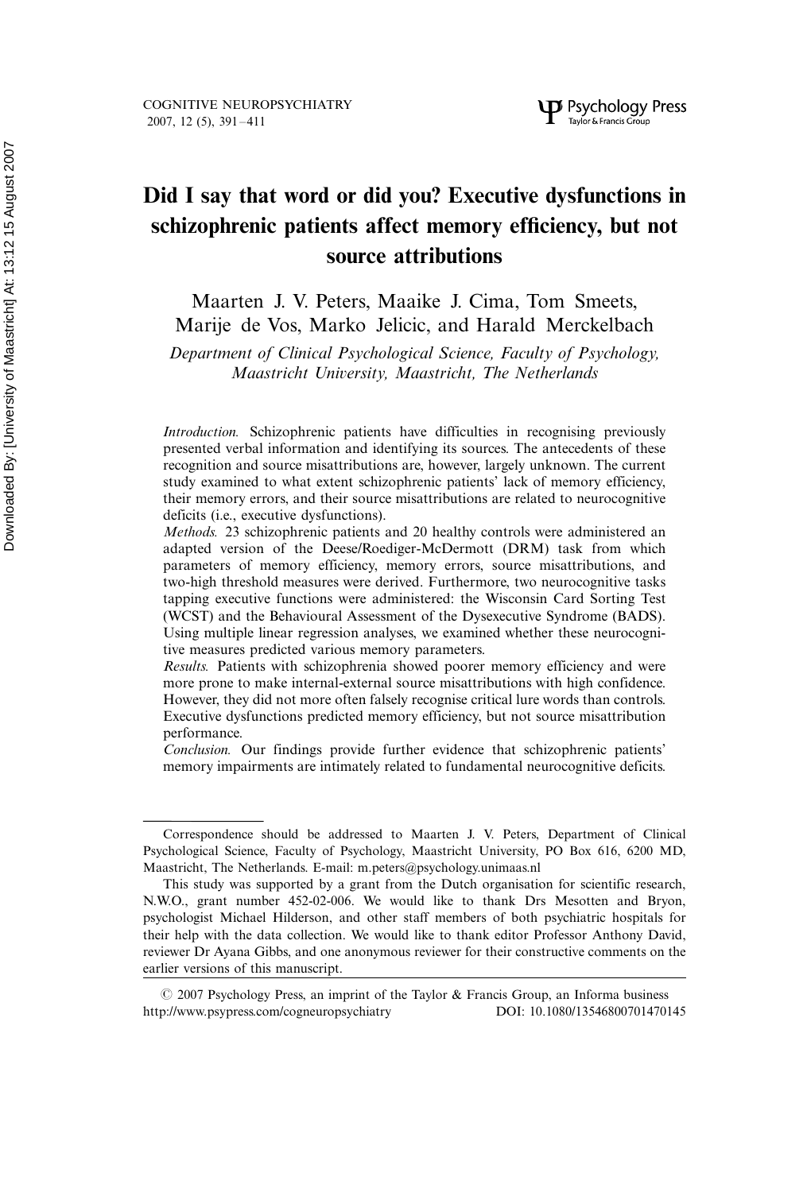# Did I say that word or did you? Executive dysfunctions in schizophrenic patients affect memory efficiency, but not source attributions

Maarten J. V. Peters, Maaike J. Cima, Tom Smeets, Marije de Vos, Marko Jelicic, and Harald Merckelbach

*Department of Clinical Psychological Science, Faculty of Psychology, Maastricht University, Maastricht, The Netherlands*

*Introduction.* Schizophrenic patients have difficulties in recognising previously presented verbal information and identifying its sources. The antecedents of these recognition and source misattributions are, however, largely unknown. The current study examined to what extent schizophrenic patients' lack of memory efficiency, their memory errors, and their source misattributions are related to neurocognitive deficits (i.e., executive dysfunctions).

*Methods.* 23 schizophrenic patients and 20 healthy controls were administered an adapted version of the Deese/Roediger-McDermott (DRM) task from which parameters of memory efficiency, memory errors, source misattributions, and two-high threshold measures were derived. Furthermore, two neurocognitive tasks tapping executive functions were administered: the Wisconsin Card Sorting Test (WCST) and the Behavioural Assessment of the Dysexecutive Syndrome (BADS). Using multiple linear regression analyses, we examined whether these neurocognitive measures predicted various memory parameters.

*Results.* Patients with schizophrenia showed poorer memory efficiency and were more prone to make internal-external source misattributions with high confidence. However, they did not more often falsely recognise critical lure words than controls. Executive dysfunctions predicted memory efficiency, but not source misattribution performance.

*Conclusion.* Our findings provide further evidence that schizophrenic patients' memory impairments are intimately related to fundamental neurocognitive deficits.

---

Correspondence should be addressed to Maarten J. V. Peters, Department of Clinical Psychological Science, Faculty of Psychology, Maastricht University, PO Box 616, 6200 MD, Maastricht, The Netherlands. E-mail: m.peters@psychology.unimaas.nl

This study was supported by a grant from the Dutch organisation for scientific research, N.W.O., grant number 452-02-006. We would like to thank Drs Mesotten and Bryon, psychologist Michael Hilderson, and other staff members of both psychiatric hospitals for their help with the data collection. We would like to thank editor Professor Anthony David, reviewer Dr Ayana Gibbs, and one anonymous reviewer for their constructive comments on the earlier versions of this manuscript.

© 2007 Psychology Press, an imprint of the Taylor & Francis Group, an Informa business
http://www.psypress.com/cogneuropsychiatry DOI: 10.1080/13546800701470145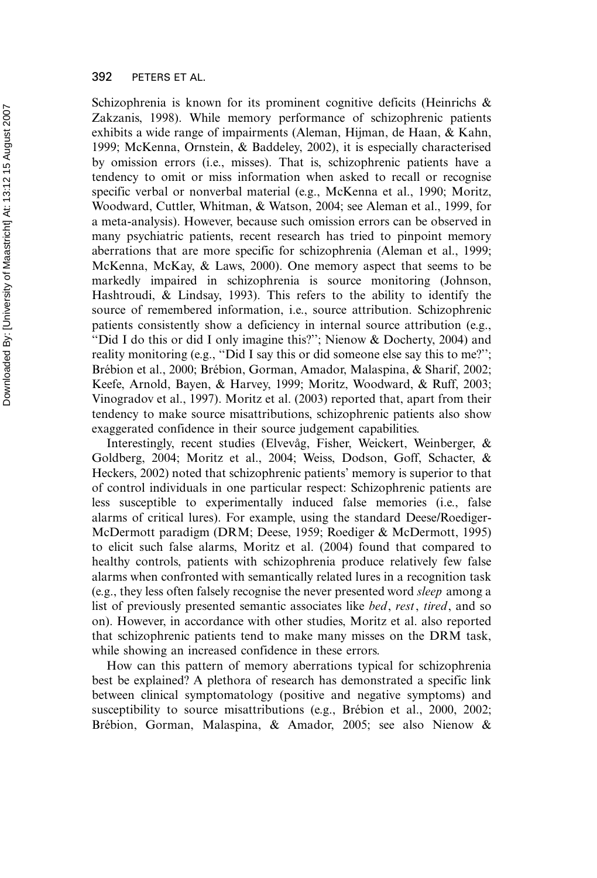Schizophrenia is known for its prominent cognitive deficits (Heinrichs & Zakzanis, 1998). While memory performance of schizophrenic patients exhibits a wide range of impairments (Aleman, Hijman, de Haan, & Kahn, 1999; McKenna, Ornstein, & Baddeley, 2002), it is especially characterised by omission errors (i.e., misses). That is, schizophrenic patients have a tendency to omit or miss information when asked to recall or recognise specific verbal or nonverbal material (e.g., McKenna et al., 1990; Moritz, Woodward, Cuttler, Whitman, & Watson, 2004; see Aleman et al., 1999, for a meta-analysis). However, because such omission errors can be observed in many psychiatric patients, recent research has tried to pinpoint memory aberrations that are more specific for schizophrenia (Aleman et al., 1999; McKenna, McKay, & Laws, 2000). One memory aspect that seems to be markedly impaired in schizophrenia is source monitoring (Johnson, Hashtroudi, & Lindsay, 1993). This refers to the ability to identify the source of remembered information, i.e., source attribution. Schizophrenic patients consistently show a deficiency in internal source attribution (e.g., "Did I do this or did I only imagine this?"; Nienow & Docherty, 2004) and reality monitoring (e.g., "Did I say this or did someone else say this to me?"; Brébion et al., 2000; Brébion, Gorman, Amador, Malaspina, & Sharif, 2002; Keefe, Arnold, Bayen, & Harvey, 1999; Moritz, Woodward, & Ruff, 2003; Vinogradov et al., 1997). Moritz et al. (2003) reported that, apart from their tendency to make source misattributions, schizophrenic patients also show exaggerated confidence in their source judgement capabilities.

Interestingly, recent studies (Elvevåg, Fisher, Weickert, Weinberger, & Goldberg, 2004; Moritz et al., 2004; Weiss, Dodson, Goff, Schacter, & Heckers, 2002) noted that schizophrenic patients' memory is superior to that of control individuals in one particular respect: Schizophrenic patients are less susceptible to experimentally induced false memories (i.e., false alarms of critical lures). For example, using the standard Deese/Roediger-McDermott paradigm (DRM; Deese, 1959; Roediger & McDermott, 1995) to elicit such false alarms, Moritz et al. (2004) found that compared to healthy controls, patients with schizophrenia produce relatively few false alarms when confronted with semantically related lures in a recognition task (e.g., they less often falsely recognise the never presented word *sleep* among a list of previously presented semantic associates like *bed*, *rest*, *tired*, and so on). However, in accordance with other studies, Moritz et al. also reported that schizophrenic patients tend to make many misses on the DRM task, while showing an increased confidence in these errors.

How can this pattern of memory aberrations typical for schizophrenia best be explained? A plethora of research has demonstrated a specific link between clinical symptomatology (positive and negative symptoms) and susceptibility to source misattributions (e.g., Brébion et al., 2000, 2002; Brébion, Gorman, Malaspina, & Amador, 2005; see also Nienow &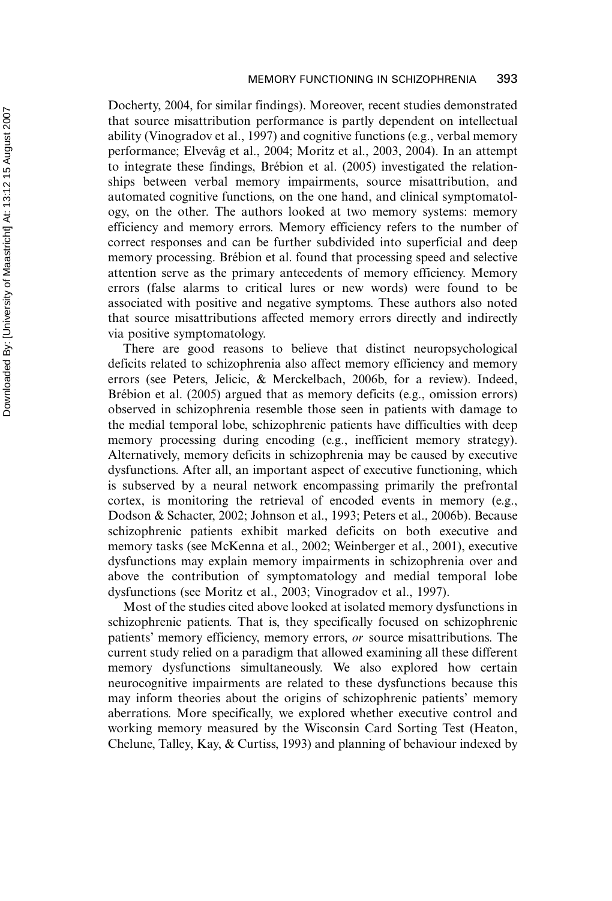Docherty, 2004, for similar findings). Moreover, recent studies demonstrated that source misattribution performance is partly dependent on intellectual ability (Vinogradov et al., 1997) and cognitive functions (e.g., verbal memory performance; Elvevåg et al., 2004; Moritz et al., 2003, 2004). In an attempt to integrate these findings, Brébion et al. (2005) investigated the relationships between verbal memory impairments, source misattribution, and automated cognitive functions, on the one hand, and clinical symptomatology, on the other. The authors looked at two memory systems: memory efficiency and memory errors. Memory efficiency refers to the number of correct responses and can be further subdivided into superficial and deep memory processing. Brébion et al. found that processing speed and selective attention serve as the primary antecedents of memory efficiency. Memory errors (false alarms to critical lures or new words) were found to be associated with positive and negative symptoms. These authors also noted that source misattributions affected memory errors directly and indirectly via positive symptomatology.

There are good reasons to believe that distinct neuropsychological deficits related to schizophrenia also affect memory efficiency and memory errors (see Peters, Jelicic, & Merckelbach, 2006b, for a review). Indeed, Brébion et al. (2005) argued that as memory deficits (e.g., omission errors) observed in schizophrenia resemble those seen in patients with damage to the medial temporal lobe, schizophrenic patients have difficulties with deep memory processing during encoding (e.g., inefficient memory strategy). Alternatively, memory deficits in schizophrenia may be caused by executive dysfunctions. After all, an important aspect of executive functioning, which is subserved by a neural network encompassing primarily the prefrontal cortex, is monitoring the retrieval of encoded events in memory (e.g., Dodson & Schacter, 2002; Johnson et al., 1993; Peters et al., 2006b). Because schizophrenic patients exhibit marked deficits on both executive and memory tasks (see McKenna et al., 2002; Weinberger et al., 2001), executive dysfunctions may explain memory impairments in schizophrenia over and above the contribution of symptomatology and medial temporal lobe dysfunctions (see Moritz et al., 2003; Vinogradov et al., 1997).

Most of the studies cited above looked at isolated memory dysfunctions in schizophrenic patients. That is, they specifically focused on schizophrenic patients' memory efficiency, memory errors, *or* source misattributions. The current study relied on a paradigm that allowed examining all these different memory dysfunctions simultaneously. We also explored how certain neurocognitive impairments are related to these dysfunctions because this may inform theories about the origins of schizophrenic patients' memory aberrations. More specifically, we explored whether executive control and working memory measured by the Wisconsin Card Sorting Test (Heaton, Chelune, Talley, Kay, & Curtiss, 1993) and planning of behaviour indexed by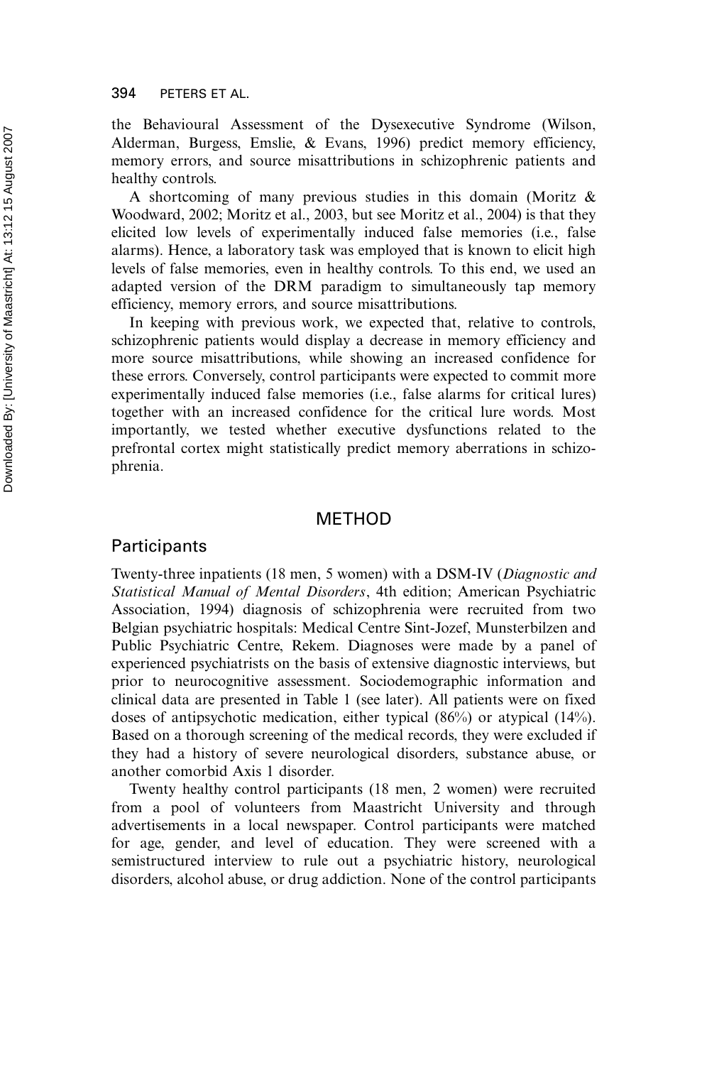the Behavioural Assessment of the Dysexecutive Syndrome (Wilson, Alderman, Burgess, Emslie, & Evans, 1996) predict memory efficiency, memory errors, and source misattributions in schizophrenic patients and healthy controls.

A shortcoming of many previous studies in this domain (Moritz & Woodward, 2002; Moritz et al., 2003, but see Moritz et al., 2004) is that they elicited low levels of experimentally induced false memories (i.e., false alarms). Hence, a laboratory task was employed that is known to elicit high levels of false memories, even in healthy controls. To this end, we used an adapted version of the DRM paradigm to simultaneously tap memory efficiency, memory errors, and source misattributions.

In keeping with previous work, we expected that, relative to controls, schizophrenic patients would display a decrease in memory efficiency and more source misattributions, while showing an increased confidence for these errors. Conversely, control participants were expected to commit more experimentally induced false memories (i.e., false alarms for critical lures) together with an increased confidence for the critical lure words. Most importantly, we tested whether executive dysfunctions related to the prefrontal cortex might statistically predict memory aberrations in schizophrenia.

# METHOD

## Participants

Twenty-three inpatients (18 men, 5 women) with a DSM-IV (*Diagnostic and Statistical Manual of Mental Disorders*, 4th edition; American Psychiatric Association, 1994) diagnosis of schizophrenia were recruited from two Belgian psychiatric hospitals: Medical Centre Sint-Jozef, Munsterbilzen and Public Psychiatric Centre, Rekem. Diagnoses were made by a panel of experienced psychiatrists on the basis of extensive diagnostic interviews, but prior to neurocognitive assessment. Sociodemographic information and clinical data are presented in Table 1 (see later). All patients were on fixed doses of antipsychotic medication, either typical (86%) or atypical (14%). Based on a thorough screening of the medical records, they were excluded if they had a history of severe neurological disorders, substance abuse, or another comorbid Axis 1 disorder.

Twenty healthy control participants (18 men, 2 women) were recruited from a pool of volunteers from Maastricht University and through advertisements in a local newspaper. Control participants were matched for age, gender, and level of education. They were screened with a semistructured interview to rule out a psychiatric history, neurological disorders, alcohol abuse, or drug addiction. None of the control participants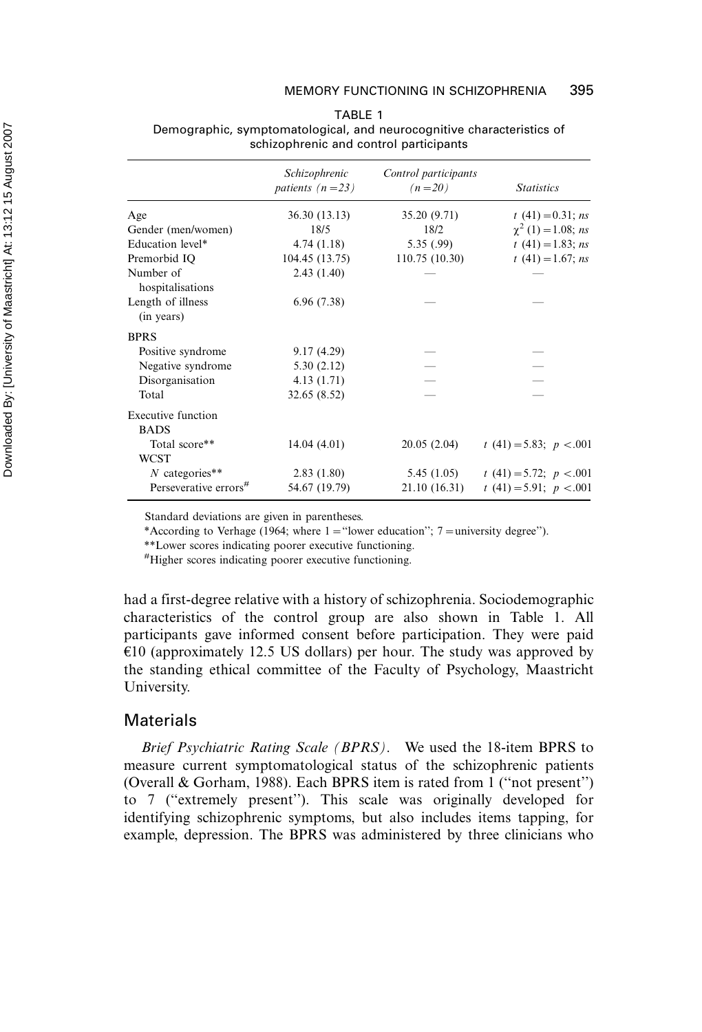TABLE 1
Demographic, symptomatological, and neurocognitive characteristics of schizophrenic and control participants

| | *Schizophrenic patients (n = 23)* | *Control participants (n = 20)* | *Statistics* |
|---|---|---|---|
| Age | 36.30 (13.13) | 35.20 (9.71) | $t$ (41) = 0.31; *ns* |
| Gender (men/women) | 18/5 | 18/2 | $\chi^2$ (1) = 1.08; *ns* |
| Education level* | 4.74 (1.18) | 5.35 (.99) | $t$ (41) = 1.83; *ns* |
| Premorbid IQ | 104.45 (13.75) | 110.75 (10.30) | $t$ (41) = 1.67; *ns* |
| Number of hospitalisations | 2.43 (1.40) | — | — |
| Length of illness (in years) | 6.96 (7.38) | — | — |
| BPRS | | | |
| Positive syndrome | 9.17 (4.29) | — | — |
| Negative syndrome | 5.30 (2.12) | — | — |
| Disorganisation | 4.13 (1.71) | — | — |
| Total | 32.65 (8.52) | — | — |
| Executive function | | | |
| BADS | | | |
| Total score** | 14.04 (4.01) | 20.05 (2.04) | $t$ (41) = 5.83; $p < .001$ |
| WCST | | | |
| *N* categories** | 2.83 (1.80) | 5.45 (1.05) | $t$ (41) = 5.72; $p < .001$ |
| Perseverative errors# | 54.67 (19.79) | 21.10 (16.31) | $t$ (41) = 5.91; $p < .001$ |

Standard deviations are given in parentheses.
*According to Verhage (1964; where 1 = "lower education"; 7 = university degree").
**Lower scores indicating poorer executive functioning.
#Higher scores indicating poorer executive functioning.

had a first-degree relative with a history of schizophrenia. Sociodemographic characteristics of the control group are also shown in Table 1. All participants gave informed consent before participation. They were paid €10 (approximately 12.5 US dollars) per hour. The study was approved by the standing ethical committee of the Faculty of Psychology, Maastricht University.

## Materials

*Brief Psychiatric Rating Scale (BPRS).* We used the 18-item BPRS to measure current symptomatological status of the schizophrenic patients (Overall & Gorham, 1988). Each BPRS item is rated from 1 ("not present") to 7 ("extremely present"). This scale was originally developed for identifying schizophrenic symptoms, but also includes items tapping, for example, depression. The BPRS was administered by three clinicians who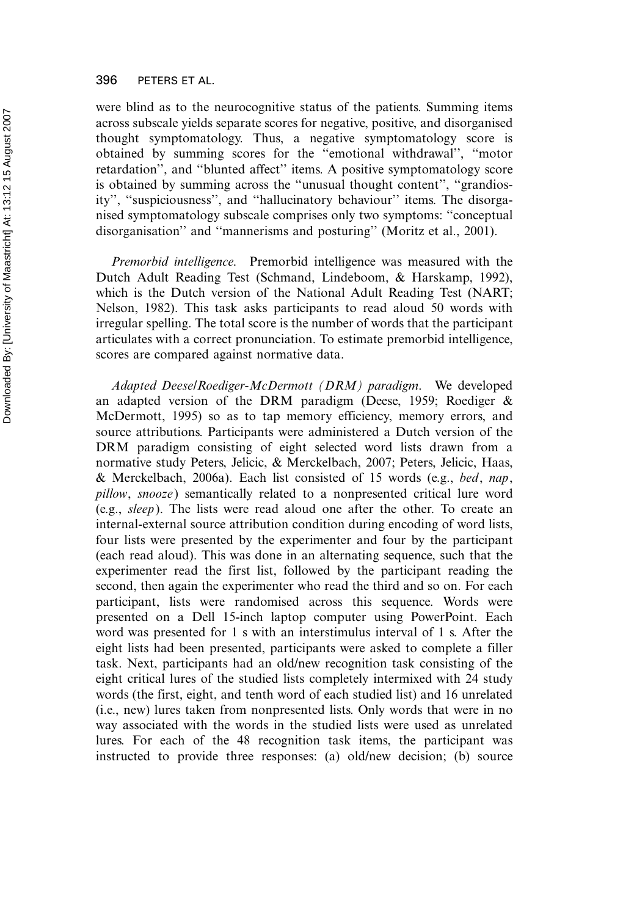were blind as to the neurocognitive status of the patients. Summing items across subscale yields separate scores for negative, positive, and disorganised thought symptomatology. Thus, a negative symptomatology score is obtained by summing scores for the "emotional withdrawal", "motor retardation", and "blunted affect" items. A positive symptomatology score is obtained by summing across the "unusual thought content", "grandiosity", "suspiciousness", and "hallucinatory behaviour" items. The disorganised symptomatology subscale comprises only two symptoms: "conceptual disorganisation" and "mannerisms and posturing" (Moritz et al., 2001).

*Premorbid intelligence.* Premorbid intelligence was measured with the Dutch Adult Reading Test (Schmand, Lindeboom, & Harskamp, 1992), which is the Dutch version of the National Adult Reading Test (NART; Nelson, 1982). This task asks participants to read aloud 50 words with irregular spelling. The total score is the number of words that the participant articulates with a correct pronunciation. To estimate premorbid intelligence, scores are compared against normative data.

*Adapted Deese/Roediger-McDermott (DRM) paradigm.* We developed an adapted version of the DRM paradigm (Deese, 1959; Roediger & McDermott, 1995) so as to tap memory efficiency, memory errors, and source attributions. Participants were administered a Dutch version of the DRM paradigm consisting of eight selected word lists drawn from a normative study Peters, Jelicic, & Merckelbach, 2007; Peters, Jelicic, Haas, & Merckelbach, 2006a). Each list consisted of 15 words (e.g., *bed*, *nap*, *pillow*, *snooze*) semantically related to a nonpresented critical lure word (e.g., *sleep*). The lists were read aloud one after the other. To create an internal-external source attribution condition during encoding of word lists, four lists were presented by the experimenter and four by the participant (each read aloud). This was done in an alternating sequence, such that the experimenter read the first list, followed by the participant reading the second, then again the experimenter who read the third and so on. For each participant, lists were randomised across this sequence. Words were presented on a Dell 15-inch laptop computer using PowerPoint. Each word was presented for 1 s with an interstimulus interval of 1 s. After the eight lists had been presented, participants were asked to complete a filler task. Next, participants had an old/new recognition task consisting of the eight critical lures of the studied lists completely intermixed with 24 study words (the first, eight, and tenth word of each studied list) and 16 unrelated (i.e., new) lures taken from nonpresented lists. Only words that were in no way associated with the words in the studied lists were used as unrelated lures. For each of the 48 recognition task items, the participant was instructed to provide three responses: (a) old/new decision; (b) source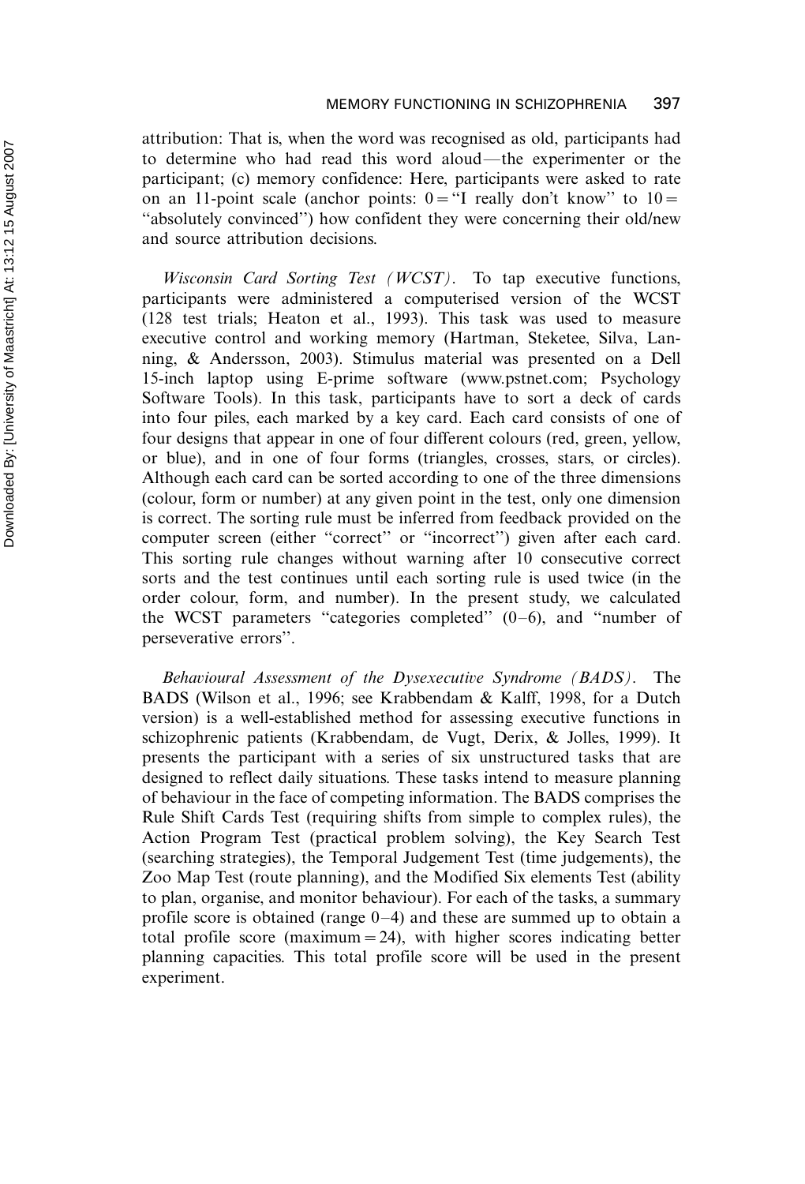attribution: That is, when the word was recognised as old, participants had to determine who had read this word aloud—the experimenter or the participant; (c) memory confidence: Here, participants were asked to rate on an 11-point scale (anchor points: 0 = "I really don't know" to 10 = "absolutely convinced") how confident they were concerning their old/new and source attribution decisions.

*Wisconsin Card Sorting Test (WCST).* To tap executive functions, participants were administered a computerised version of the WCST (128 test trials; Heaton et al., 1993). This task was used to measure executive control and working memory (Hartman, Steketee, Silva, Lanning, & Andersson, 2003). Stimulus material was presented on a Dell 15-inch laptop using E-prime software (www.pstnet.com; Psychology Software Tools). In this task, participants have to sort a deck of cards into four piles, each marked by a key card. Each card consists of one of four designs that appear in one of four different colours (red, green, yellow, or blue), and in one of four forms (triangles, crosses, stars, or circles). Although each card can be sorted according to one of the three dimensions (colour, form or number) at any given point in the test, only one dimension is correct. The sorting rule must be inferred from feedback provided on the computer screen (either "correct" or "incorrect") given after each card. This sorting rule changes without warning after 10 consecutive correct sorts and the test continues until each sorting rule is used twice (in the order colour, form, and number). In the present study, we calculated the WCST parameters "categories completed" (0–6), and "number of perseverative errors".

*Behavioural Assessment of the Dysexecutive Syndrome (BADS).* The BADS (Wilson et al., 1996; see Krabbendam & Kalff, 1998, for a Dutch version) is a well-established method for assessing executive functions in schizophrenic patients (Krabbendam, de Vugt, Derix, & Jolles, 1999). It presents the participant with a series of six unstructured tasks that are designed to reflect daily situations. These tasks intend to measure planning of behaviour in the face of competing information. The BADS comprises the Rule Shift Cards Test (requiring shifts from simple to complex rules), the Action Program Test (practical problem solving), the Key Search Test (searching strategies), the Temporal Judgement Test (time judgements), the Zoo Map Test (route planning), and the Modified Six elements Test (ability to plan, organise, and monitor behaviour). For each of the tasks, a summary profile score is obtained (range 0–4) and these are summed up to obtain a total profile score (maximum = 24), with higher scores indicating better planning capacities. This total profile score will be used in the present experiment.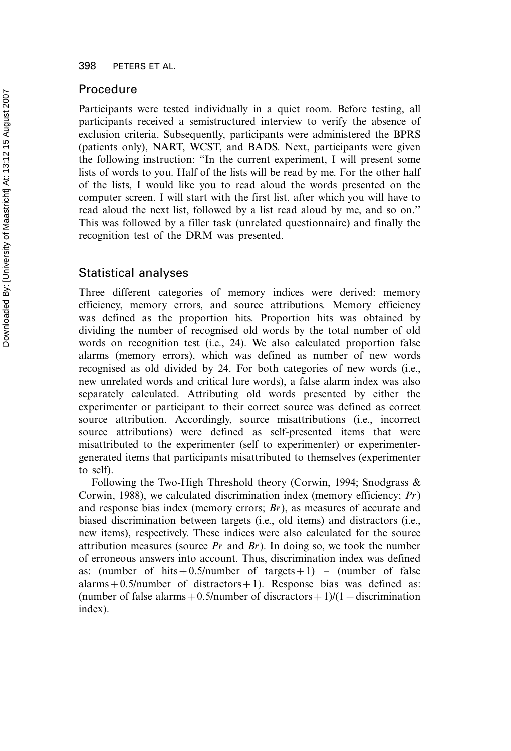## Procedure

Participants were tested individually in a quiet room. Before testing, all participants received a semistructured interview to verify the absence of exclusion criteria. Subsequently, participants were administered the BPRS (patients only), NART, WCST, and BADS. Next, participants were given the following instruction: "In the current experiment, I will present some lists of words to you. Half of the lists will be read by me. For the other half of the lists, I would like you to read aloud the words presented on the computer screen. I will start with the first list, after which you will have to read aloud the next list, followed by a list read aloud by me, and so on." This was followed by a filler task (unrelated questionnaire) and finally the recognition test of the DRM was presented.

## Statistical analyses

Three different categories of memory indices were derived: memory efficiency, memory errors, and source attributions. Memory efficiency was defined as the proportion hits. Proportion hits was obtained by dividing the number of recognised old words by the total number of old words on recognition test (i.e., 24). We also calculated proportion false alarms (memory errors), which was defined as number of new words recognised as old divided by 24. For both categories of new words (i.e., new unrelated words and critical lure words), a false alarm index was also separately calculated. Attributing old words presented by either the experimenter or participant to their correct source was defined as correct source attribution. Accordingly, source misattributions (i.e., incorrect source attributions) were defined as self-presented items that were misattributed to the experimenter (self to experimenter) or experimenter-generated items that participants misattributed to themselves (experimenter to self).

Following the Two-High Threshold theory (Corwin, 1994; Snodgrass & Corwin, 1988), we calculated discrimination index (memory efficiency; *Pr*) and response bias index (memory errors; *Br*), as measures of accurate and biased discrimination between targets (i.e., old items) and distractors (i.e., new items), respectively. These indices were also calculated for the source attribution measures (source *Pr* and *Br*). In doing so, we took the number of erroneous answers into account. Thus, discrimination index was defined as: (number of hits + 0.5/number of targets + 1) – (number of false alarms + 0.5/number of distractors + 1). Response bias was defined as: (number of false alarms + 0.5/number of discractors + 1)/(1 − discrimination index).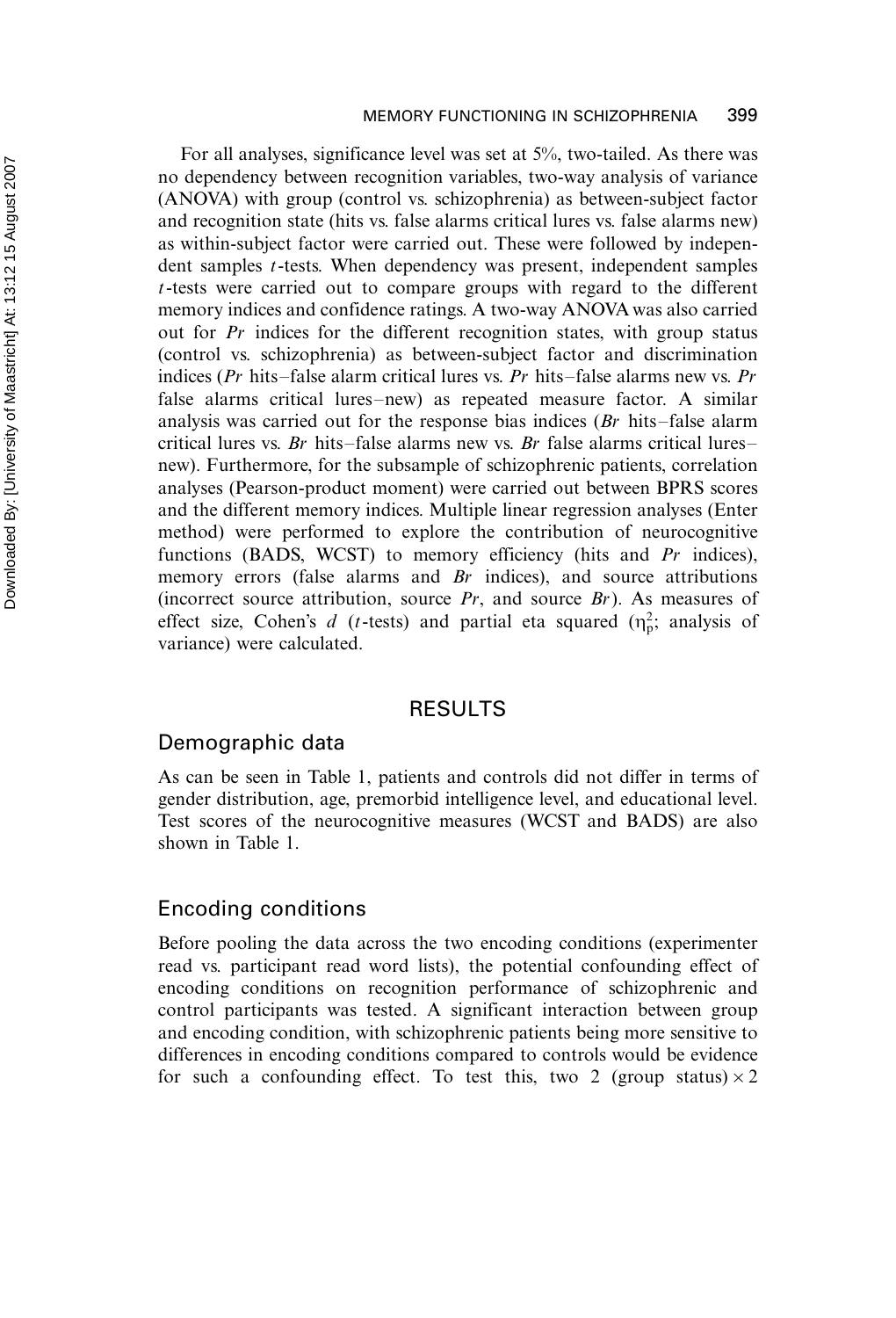For all analyses, significance level was set at 5%, two-tailed. As there was no dependency between recognition variables, two-way analysis of variance (ANOVA) with group (control vs. schizophrenia) as between-subject factor and recognition state (hits vs. false alarms critical lures vs. false alarms new) as within-subject factor were carried out. These were followed by independent samples *t*-tests. When dependency was present, independent samples *t*-tests were carried out to compare groups with regard to the different memory indices and confidence ratings. A two-way ANOVA was also carried out for *Pr* indices for the different recognition states, with group status (control vs. schizophrenia) as between-subject factor and discrimination indices (*Pr* hits–false alarm critical lures vs. *Pr* hits–false alarms new vs. *Pr* false alarms critical lures–new) as repeated measure factor. A similar analysis was carried out for the response bias indices (*Br* hits–false alarm critical lures vs. *Br* hits–false alarms new vs. *Br* false alarms critical lures–new). Furthermore, for the subsample of schizophrenic patients, correlation analyses (Pearson-product moment) were carried out between BPRS scores and the different memory indices. Multiple linear regression analyses (Enter method) were performed to explore the contribution of neurocognitive functions (BADS, WCST) to memory efficiency (hits and *Pr* indices), memory errors (false alarms and *Br* indices), and source attributions (incorrect source attribution, source *Pr*, and source *Br*). As measures of effect size, Cohen's *d* (*t*-tests) and partial eta squared ($\eta_p^2$; analysis of variance) were calculated.

## RESULTS

### Demographic data

As can be seen in Table 1, patients and controls did not differ in terms of gender distribution, age, premorbid intelligence level, and educational level. Test scores of the neurocognitive measures (WCST and BADS) are also shown in Table 1.

### Encoding conditions

Before pooling the data across the two encoding conditions (experimenter read vs. participant read word lists), the potential confounding effect of encoding conditions on recognition performance of schizophrenic and control participants was tested. A significant interaction between group and encoding condition, with schizophrenic patients being more sensitive to differences in encoding conditions compared to controls would be evidence for such a confounding effect. To test this, two 2 (group status) $\times$ 2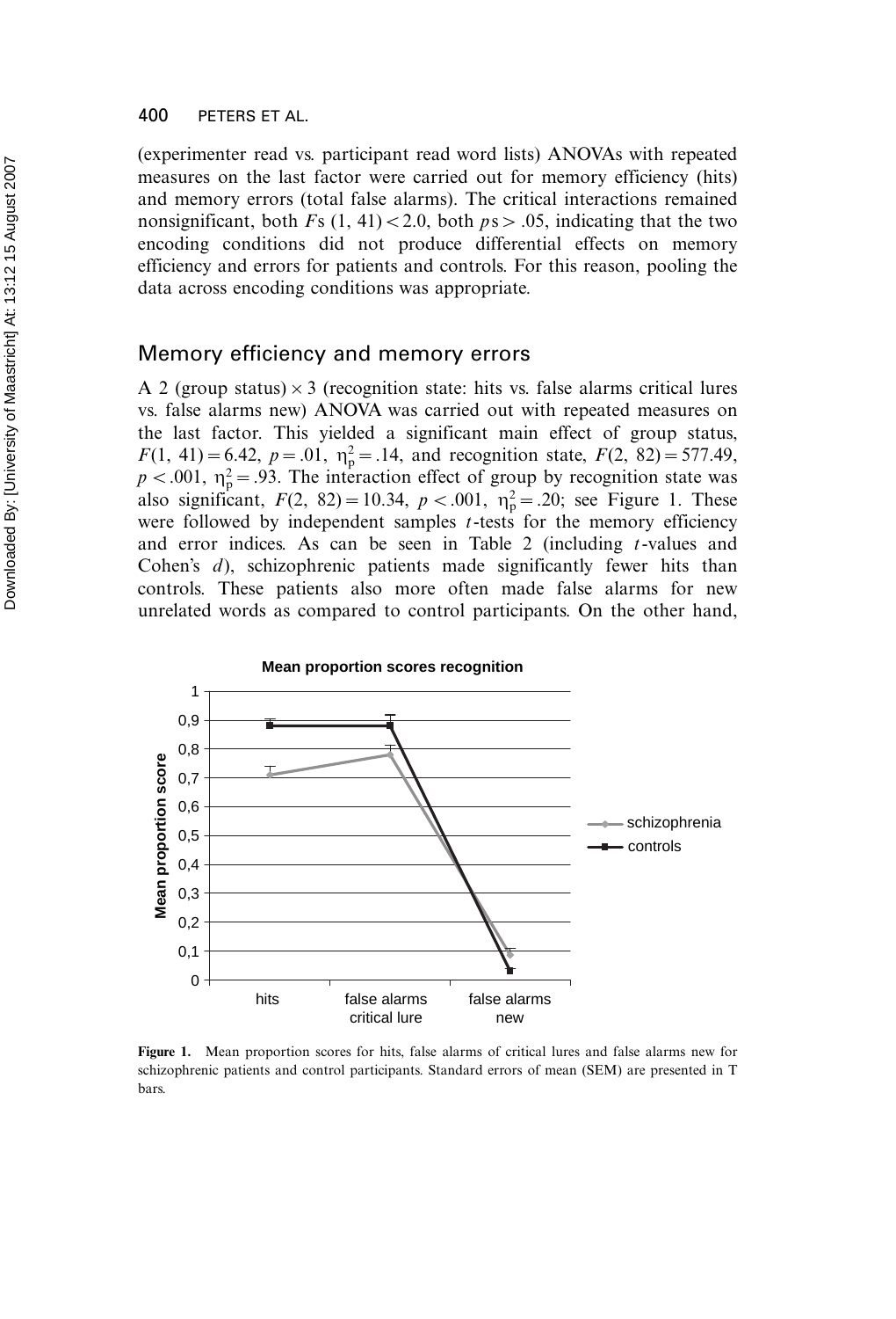(experimenter read vs. participant read word lists) ANOVAs with repeated measures on the last factor were carried out for memory efficiency (hits) and memory errors (total false alarms). The critical interactions remained nonsignificant, both $Fs\ (1, 41) < 2.0$, both $ps > .05$, indicating that the two encoding conditions did not produce differential effects on memory efficiency and errors for patients and controls. For this reason, pooling the data across encoding conditions was appropriate.

## Memory efficiency and memory errors

A 2 (group status) × 3 (recognition state: hits vs. false alarms critical lures vs. false alarms new) ANOVA was carried out with repeated measures on the last factor. This yielded a significant main effect of group status, $F(1, 41) = 6.42$, $p = .01$, $\eta_p^2 = .14$, and recognition state, $F(2, 82) = 577.49$, $p < .001$, $\eta_p^2 = .93$. The interaction effect of group by recognition state was also significant, $F(2, 82) = 10.34$, $p < .001$, $\eta_p^2 = .20$; see Figure 1. These were followed by independent samples $t$-tests for the memory efficiency and error indices. As can be seen in Table 2 (including $t$-values and Cohen's $d$), schizophrenic patients made significantly fewer hits than controls. These patients also more often made false alarms for new unrelated words as compared to control participants. On the other hand,

**Figure 1.** Mean proportion scores for hits, false alarms of critical lures and false alarms new for schizophrenic patients and control participants. Standard errors of mean (SEM) are presented in T bars.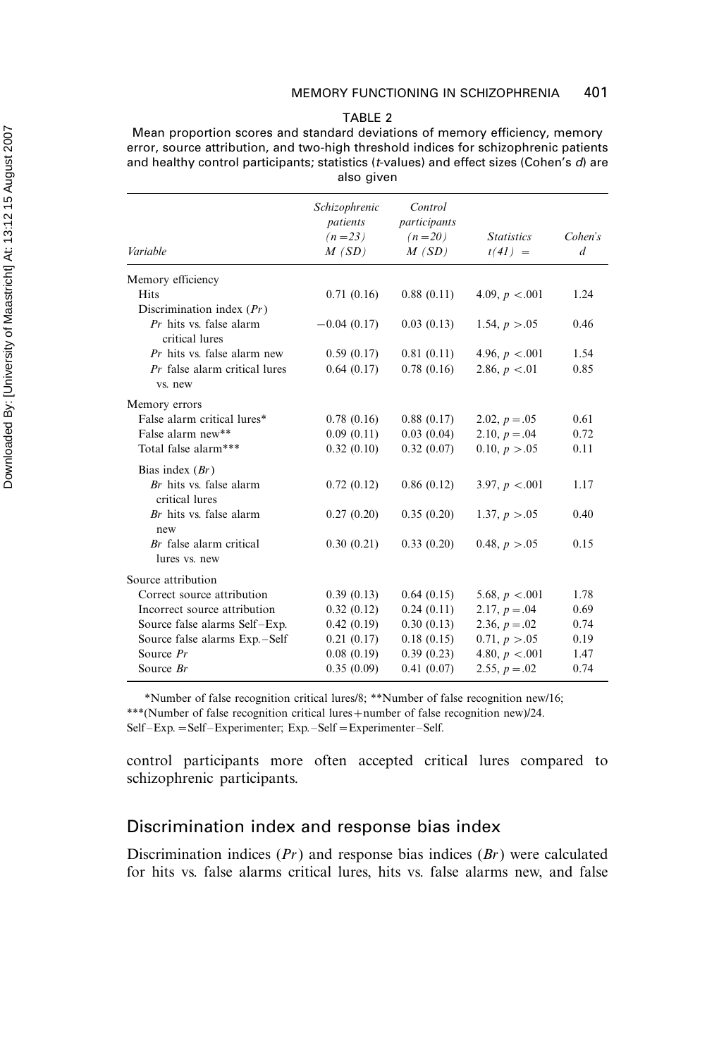TABLE 2

Mean proportion scores and standard deviations of memory efficiency, memory error, source attribution, and two-high threshold indices for schizophrenic patients and healthy control participants; statistics (*t*-values) and effect sizes (Cohen's *d*) are also given

| Variable | *Schizophrenic patients (n = 23) M (SD)* | *Control participants (n = 20) M (SD)* | *Statistics t(41) =* | *Cohen's d* |
|---|---|---|---|---|
| Memory efficiency | | | | |
| Hits | 0.71 (0.16) | 0.88 (0.11) | 4.09, $p < .001$ | 1.24 |
| Discrimination index (*Pr*) | | | | |
| *Pr* hits vs. false alarm critical lures | −0.04 (0.17) | 0.03 (0.13) | 1.54, $p > .05$ | 0.46 |
| *Pr* hits vs. false alarm new | 0.59 (0.17) | 0.81 (0.11) | 4.96, $p < .001$ | 1.54 |
| *Pr* false alarm critical lures vs. new | 0.64 (0.17) | 0.78 (0.16) | 2.86, $p < .01$ | 0.85 |
| Memory errors | | | | |
| False alarm critical lures* | 0.78 (0.16) | 0.88 (0.17) | 2.02, $p = .05$ | 0.61 |
| False alarm new** | 0.09 (0.11) | 0.03 (0.04) | 2.10, $p = .04$ | 0.72 |
| Total false alarm*** | 0.32 (0.10) | 0.32 (0.07) | 0.10, $p > .05$ | 0.11 |
| Bias index (*Br*) | | | | |
| *Br* hits vs. false alarm critical lures | 0.72 (0.12) | 0.86 (0.12) | 3.97, $p < .001$ | 1.17 |
| *Br* hits vs. false alarm new | 0.27 (0.20) | 0.35 (0.20) | 1.37, $p > .05$ | 0.40 |
| *Br* false alarm critical lures vs. new | 0.30 (0.21) | 0.33 (0.20) | 0.48, $p > .05$ | 0.15 |
| Source attribution | | | | |
| Correct source attribution | 0.39 (0.13) | 0.64 (0.15) | 5.68, $p < .001$ | 1.78 |
| Incorrect source attribution | 0.32 (0.12) | 0.24 (0.11) | 2.17, $p = .04$ | 0.69 |
| Source false alarms Self–Exp. | 0.42 (0.19) | 0.30 (0.13) | 2.36, $p = .02$ | 0.74 |
| Source false alarms Exp.–Self | 0.21 (0.17) | 0.18 (0.15) | 0.71, $p > .05$ | 0.19 |
| Source *Pr* | 0.08 (0.19) | 0.39 (0.23) | 4.80, $p < .001$ | 1.47 |
| Source *Br* | 0.35 (0.09) | 0.41 (0.07) | 2.55, $p = .02$ | 0.74 |

*Number of false recognition critical lures/8; **Number of false recognition new/16; ***(Number of false recognition critical lures + number of false recognition new)/24. Self–Exp. = Self–Experimenter; Exp.–Self = Experimenter–Self.

control participants more often accepted critical lures compared to schizophrenic participants.

## Discrimination index and response bias index

Discrimination indices (*Pr*) and response bias indices (*Br*) were calculated for hits vs. false alarms critical lures, hits vs. false alarms new, and false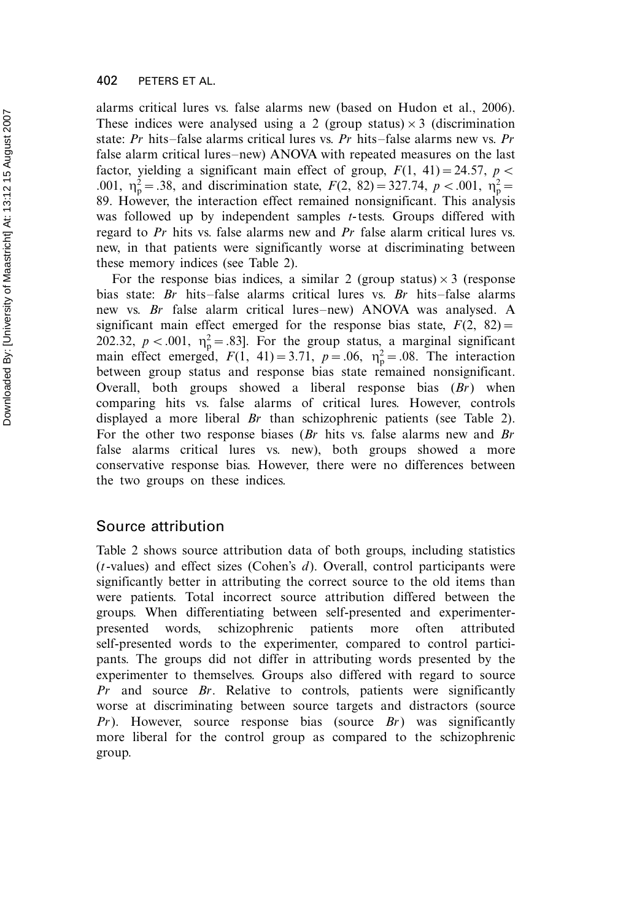alarms critical lures vs. false alarms new (based on Hudon et al., 2006). These indices were analysed using a 2 (group status) × 3 (discrimination state: *Pr* hits–false alarms critical lures vs. *Pr* hits–false alarms new vs. *Pr* false alarm critical lures–new) ANOVA with repeated measures on the last factor, yielding a significant main effect of group, $F(1, 41) = 24.57$, $p < .001$, $\eta_p^2 = .38$, and discrimination state, $F(2, 82) = 327.74$, $p < .001$, $\eta_p^2 = 89$. However, the interaction effect remained nonsignificant. This analysis was followed up by independent samples *t*-tests. Groups differed with regard to *Pr* hits vs. false alarms new and *Pr* false alarm critical lures vs. new, in that patients were significantly worse at discriminating between these memory indices (see Table 2).

For the response bias indices, a similar 2 (group status) × 3 (response bias state: *Br* hits–false alarms critical lures vs. *Br* hits–false alarms new vs. *Br* false alarm critical lures–new) ANOVA was analysed. A significant main effect emerged for the response bias state, $F(2, 82) = 202.32$, $p < .001$, $\eta_p^2 = .83$]. For the group status, a marginal significant main effect emerged, $F(1, 41) = 3.71$, $p = .06$, $\eta_p^2 = .08$. The interaction between group status and response bias state remained nonsignificant. Overall, both groups showed a liberal response bias (*Br*) when comparing hits vs. false alarms of critical lures. However, controls displayed a more liberal *Br* than schizophrenic patients (see Table 2). For the other two response biases (*Br* hits vs. false alarms new and *Br* false alarms critical lures vs. new), both groups showed a more conservative response bias. However, there were no differences between the two groups on these indices.

## Source attribution

Table 2 shows source attribution data of both groups, including statistics (*t*-values) and effect sizes (Cohen's *d*). Overall, control participants were significantly better in attributing the correct source to the old items than were patients. Total incorrect source attribution differed between the groups. When differentiating between self-presented and experimenter-presented words, schizophrenic patients more often attributed self-presented words to the experimenter, compared to control participants. The groups did not differ in attributing words presented by the experimenter to themselves. Groups also differed with regard to source *Pr* and source *Br*. Relative to controls, patients were significantly worse at discriminating between source targets and distractors (source *Pr*). However, source response bias (source *Br*) was significantly more liberal for the control group as compared to the schizophrenic group.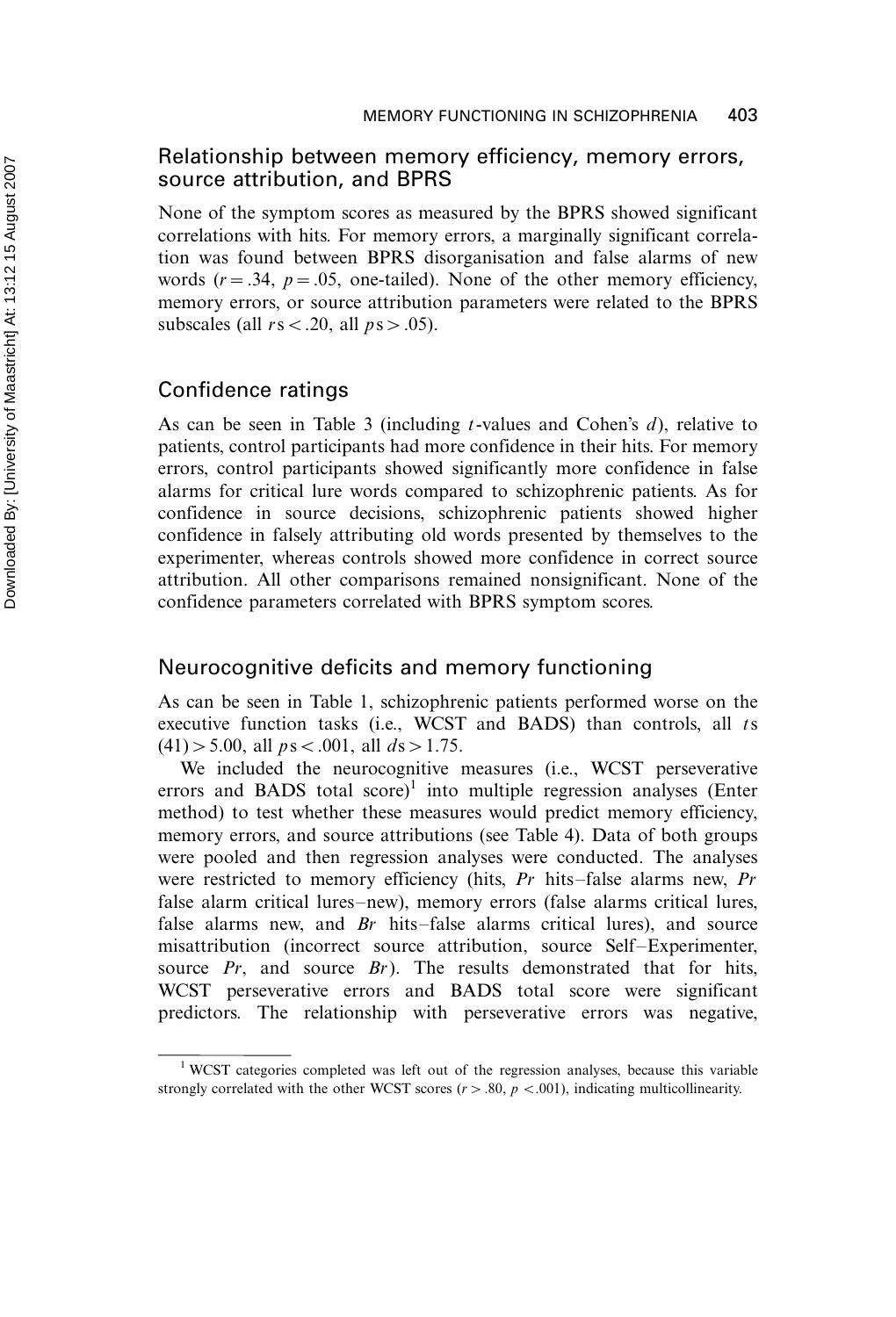## Relationship between memory efficiency, memory errors, source attribution, and BPRS

None of the symptom scores as measured by the BPRS showed significant correlations with hits. For memory errors, a marginally significant correlation was found between BPRS disorganisation and false alarms of new words ($r = .34$, $p = .05$, one-tailed). None of the other memory efficiency, memory errors, or source attribution parameters were related to the BPRS subscales (all $r$s $< .20$, all $p$s $> .05$).

## Confidence ratings

As can be seen in Table 3 (including $t$-values and Cohen's $d$), relative to patients, control participants had more confidence in their hits. For memory errors, control participants showed significantly more confidence in false alarms for critical lure words compared to schizophrenic patients. As for confidence in source decisions, schizophrenic patients showed higher confidence in falsely attributing old words presented by themselves to the experimenter, whereas controls showed more confidence in correct source attribution. All other comparisons remained nonsignificant. None of the confidence parameters correlated with BPRS symptom scores.

## Neurocognitive deficits and memory functioning

As can be seen in Table 1, schizophrenic patients performed worse on the executive function tasks (i.e., WCST and BADS) than controls, all $t$s $(41) > 5.00$, all $p$s $< .001$, all $d$s $> 1.75$.

We included the neurocognitive measures (i.e., WCST perseverative errors and BADS total score)[1] into multiple regression analyses (Enter method) to test whether these measures would predict memory efficiency, memory errors, and source attributions (see Table 4). Data of both groups were pooled and then regression analyses were conducted. The analyses were restricted to memory efficiency (hits, *Pr* hits–false alarms new, *Pr* false alarm critical lures–new), memory errors (false alarms critical lures, false alarms new, and *Br* hits–false alarms critical lures), and source misattribution (incorrect source attribution, source Self–Experimenter, source *Pr*, and source *Br*). The results demonstrated that for hits, WCST perseverative errors and BADS total score were significant predictors. The relationship with perseverative errors was negative,

[1] WCST categories completed was left out of the regression analyses, because this variable strongly correlated with the other WCST scores ($r > .80$, $p < .001$), indicating multicollinearity.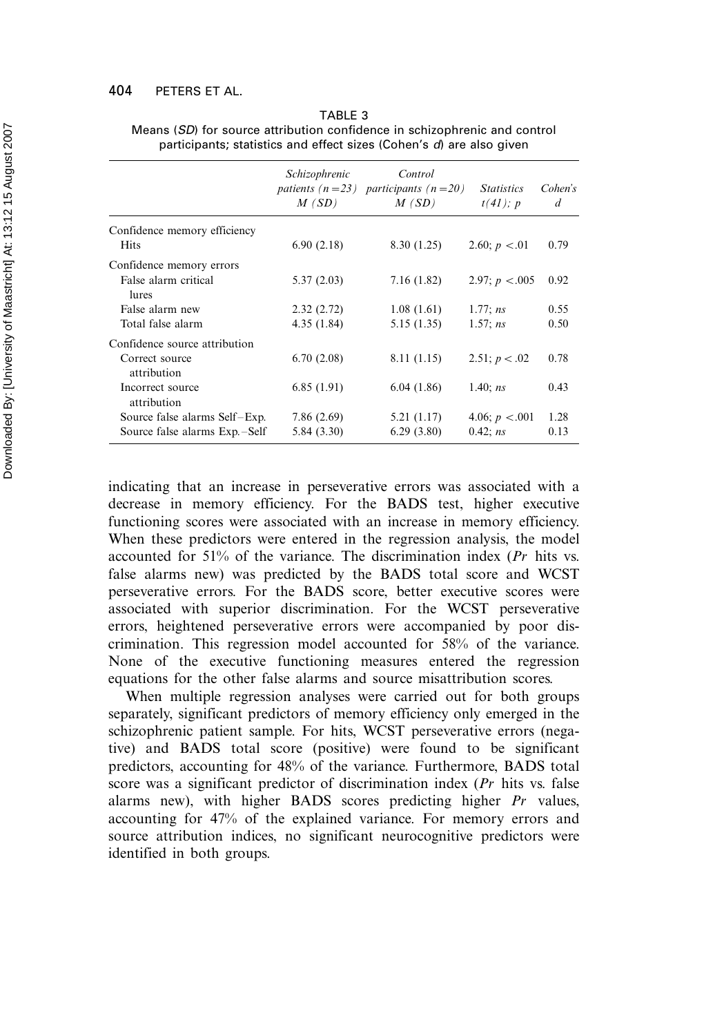TABLE 3

Means (*SD*) for source attribution confidence in schizophrenic and control participants; statistics and effect sizes (Cohen's *d*) are also given

| | *Schizophrenic patients (n = 23) M (SD)* | *Control participants (n = 20) M (SD)* | *Statistics t(41); p* | *Cohen's d* |
|---|---|---|---|---|
| Confidence memory efficiency | | | | |
| Hits | 6.90 (2.18) | 8.30 (1.25) | 2.60; $p < .01$ | 0.79 |
| Confidence memory errors | | | | |
| False alarm critical lures | 5.37 (2.03) | 7.16 (1.82) | 2.97; $p < .005$ | 0.92 |
| False alarm new | 2.32 (2.72) | 1.08 (1.61) | 1.77; *ns* | 0.55 |
| Total false alarm | 4.35 (1.84) | 5.15 (1.35) | 1.57; *ns* | 0.50 |
| Confidence source attribution | | | | |
| Correct source attribution | 6.70 (2.08) | 8.11 (1.15) | 2.51; $p < .02$ | 0.78 |
| Incorrect source attribution | 6.85 (1.91) | 6.04 (1.86) | 1.40; *ns* | 0.43 |
| Source false alarms Self–Exp. | 7.86 (2.69) | 5.21 (1.17) | 4.06; $p < .001$ | 1.28 |
| Source false alarms Exp.–Self | 5.84 (3.30) | 6.29 (3.80) | 0.42; *ns* | 0.13 |

indicating that an increase in perseverative errors was associated with a decrease in memory efficiency. For the BADS test, higher executive functioning scores were associated with an increase in memory efficiency. When these predictors were entered in the regression analysis, the model accounted for 51% of the variance. The discrimination index (*Pr* hits vs. false alarms new) was predicted by the BADS total score and WCST perseverative errors. For the BADS score, better executive scores were associated with superior discrimination. For the WCST perseverative errors, heightened perseverative errors were accompanied by poor discrimination. This regression model accounted for 58% of the variance. None of the executive functioning measures entered the regression equations for the other false alarms and source misattribution scores.

When multiple regression analyses were carried out for both groups separately, significant predictors of memory efficiency only emerged in the schizophrenic patient sample. For hits, WCST perseverative errors (negative) and BADS total score (positive) were found to be significant predictors, accounting for 48% of the variance. Furthermore, BADS total score was a significant predictor of discrimination index (*Pr* hits vs. false alarms new), with higher BADS scores predicting higher *Pr* values, accounting for 47% of the explained variance. For memory errors and source attribution indices, no significant neurocognitive predictors were identified in both groups.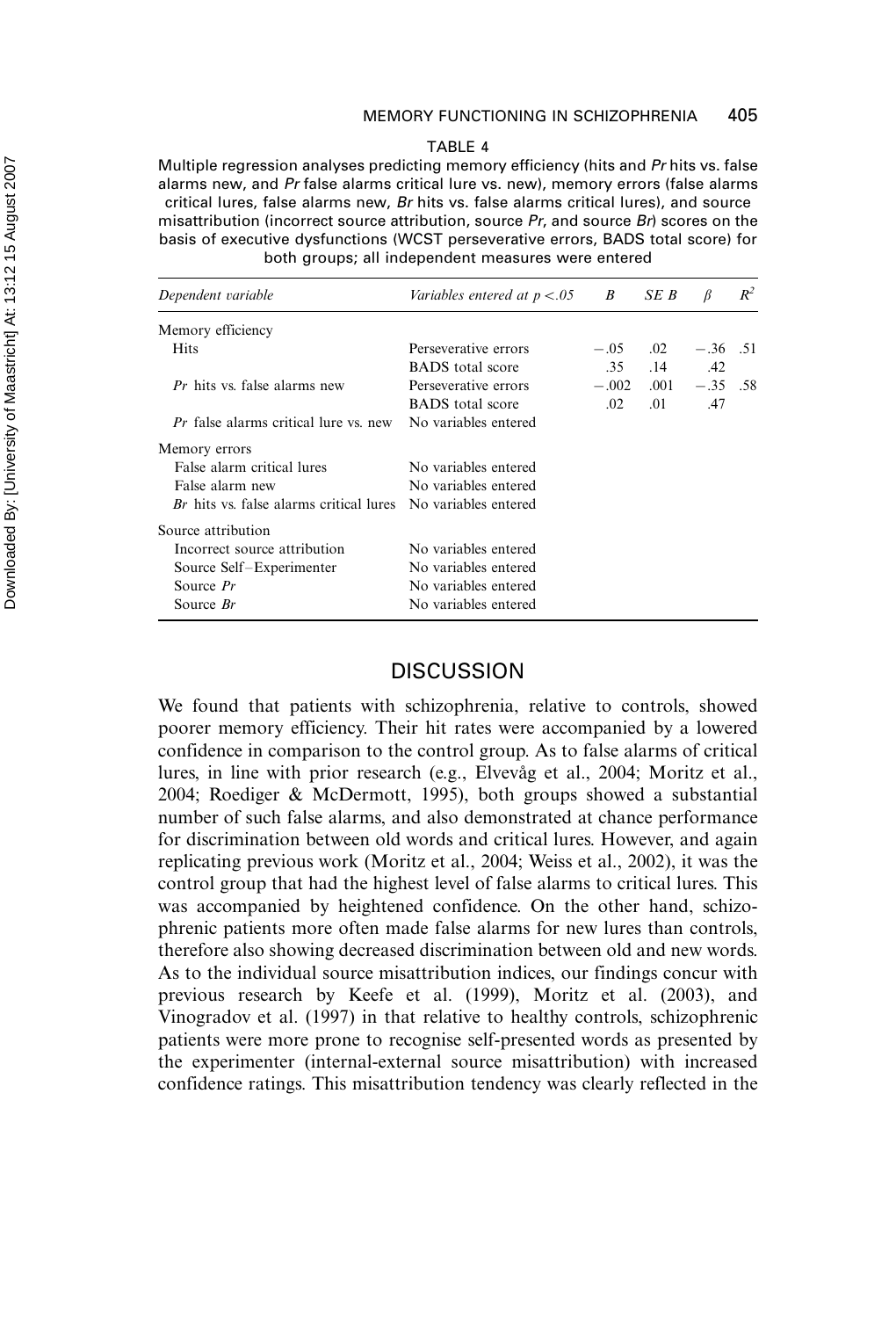TABLE 4

Multiple regression analyses predicting memory efficiency (hits and *Pr* hits vs. false alarms new, and *Pr* false alarms critical lure vs. new), memory errors (false alarms critical lures, false alarms new, *Br* hits vs. false alarms critical lures), and source misattribution (incorrect source attribution, source *Pr*, and source *Br*) scores on the basis of executive dysfunctions (WCST perseverative errors, BADS total score) for both groups; all independent measures were entered

| *Dependent variable* | *Variables entered at $p < .05$* | *B* | *SE B* | *β* | $R^2$ |
|---|---|---|---|---|---|
| Memory efficiency | | | | | |
| Hits | Perseverative errors | −.05 | .02 | −.36 | .51 |
| | BADS total score | .35 | .14 | .42 | |
| *Pr* hits vs. false alarms new | Perseverative errors | −.002 | .001 | −.35 | .58 |
| | BADS total score | .02 | .01 | .47 | |
| *Pr* false alarms critical lure vs. new | No variables entered | | | | |
| Memory errors | | | | | |
| False alarm critical lures | No variables entered | | | | |
| False alarm new | No variables entered | | | | |
| *Br* hits vs. false alarms critical lures | No variables entered | | | | |
| Source attribution | | | | | |
| Incorrect source attribution | No variables entered | | | | |
| Source Self–Experimenter | No variables entered | | | | |
| Source *Pr* | No variables entered | | | | |
| Source *Br* | No variables entered | | | | |

## DISCUSSION

We found that patients with schizophrenia, relative to controls, showed poorer memory efficiency. Their hit rates were accompanied by a lowered confidence in comparison to the control group. As to false alarms of critical lures, in line with prior research (e.g., Elvevåg et al., 2004; Moritz et al., 2004; Roediger & McDermott, 1995), both groups showed a substantial number of such false alarms, and also demonstrated at chance performance for discrimination between old words and critical lures. However, and again replicating previous work (Moritz et al., 2004; Weiss et al., 2002), it was the control group that had the highest level of false alarms to critical lures. This was accompanied by heightened confidence. On the other hand, schizophrenic patients more often made false alarms for new lures than controls, therefore also showing decreased discrimination between old and new words. As to the individual source misattribution indices, our findings concur with previous research by Keefe et al. (1999), Moritz et al. (2003), and Vinogradov et al. (1997) in that relative to healthy controls, schizophrenic patients were more prone to recognise self-presented words as presented by the experimenter (internal-external source misattribution) with increased confidence ratings. This misattribution tendency was clearly reflected in the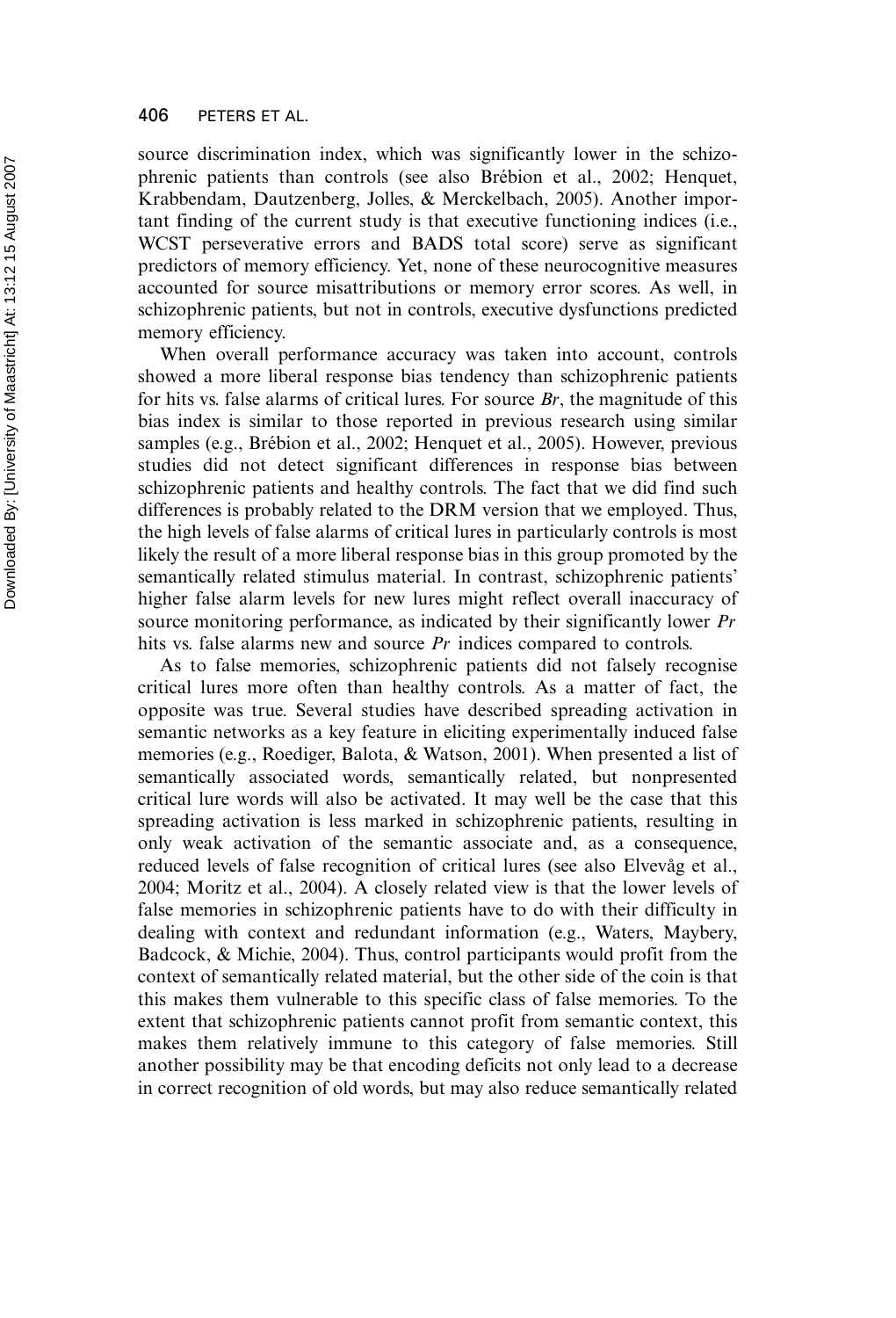source discrimination index, which was significantly lower in the schizophrenic patients than controls (see also Brébion et al., 2002; Henquet, Krabbendam, Dautzenberg, Jolles, & Merckelbach, 2005). Another important finding of the current study is that executive functioning indices (i.e., WCST perseverative errors and BADS total score) serve as significant predictors of memory efficiency. Yet, none of these neurocognitive measures accounted for source misattributions or memory error scores. As well, in schizophrenic patients, but not in controls, executive dysfunctions predicted memory efficiency.

When overall performance accuracy was taken into account, controls showed a more liberal response bias tendency than schizophrenic patients for hits vs. false alarms of critical lures. For source *Br*, the magnitude of this bias index is similar to those reported in previous research using similar samples (e.g., Brébion et al., 2002; Henquet et al., 2005). However, previous studies did not detect significant differences in response bias between schizophrenic patients and healthy controls. The fact that we did find such differences is probably related to the DRM version that we employed. Thus, the high levels of false alarms of critical lures in particularly controls is most likely the result of a more liberal response bias in this group promoted by the semantically related stimulus material. In contrast, schizophrenic patients' higher false alarm levels for new lures might reflect overall inaccuracy of source monitoring performance, as indicated by their significantly lower *Pr* hits vs. false alarms new and source *Pr* indices compared to controls.

As to false memories, schizophrenic patients did not falsely recognise critical lures more often than healthy controls. As a matter of fact, the opposite was true. Several studies have described spreading activation in semantic networks as a key feature in eliciting experimentally induced false memories (e.g., Roediger, Balota, & Watson, 2001). When presented a list of semantically associated words, semantically related, but nonpresented critical lure words will also be activated. It may well be the case that this spreading activation is less marked in schizophrenic patients, resulting in only weak activation of the semantic associate and, as a consequence, reduced levels of false recognition of critical lures (see also Elvevåg et al., 2004; Moritz et al., 2004). A closely related view is that the lower levels of false memories in schizophrenic patients have to do with their difficulty in dealing with context and redundant information (e.g., Waters, Maybery, Badcock, & Michie, 2004). Thus, control participants would profit from the context of semantically related material, but the other side of the coin is that this makes them vulnerable to this specific class of false memories. To the extent that schizophrenic patients cannot profit from semantic context, this makes them relatively immune to this category of false memories. Still another possibility may be that encoding deficits not only lead to a decrease in correct recognition of old words, but may also reduce semantically related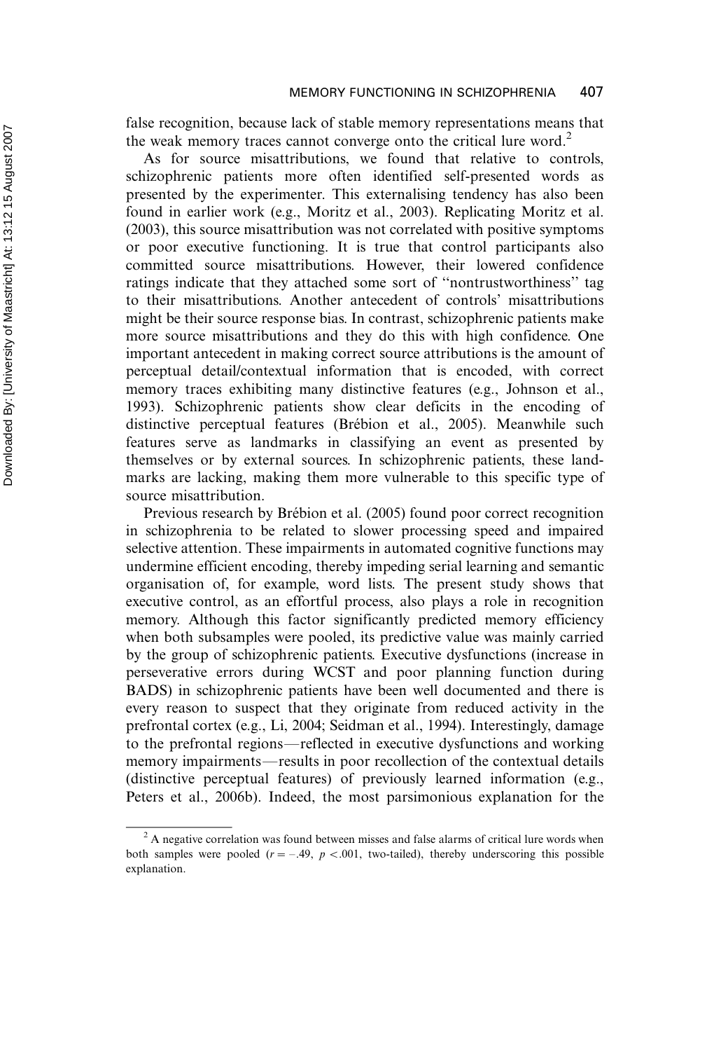false recognition, because lack of stable memory representations means that the weak memory traces cannot converge onto the critical lure word.[2]

As for source misattributions, we found that relative to controls, schizophrenic patients more often identified self-presented words as presented by the experimenter. This externalising tendency has also been found in earlier work (e.g., Moritz et al., 2003). Replicating Moritz et al. (2003), this source misattribution was not correlated with positive symptoms or poor executive functioning. It is true that control participants also committed source misattributions. However, their lowered confidence ratings indicate that they attached some sort of "nontrustworthiness" tag to their misattributions. Another antecedent of controls' misattributions might be their source response bias. In contrast, schizophrenic patients make more source misattributions and they do this with high confidence. One important antecedent in making correct source attributions is the amount of perceptual detail/contextual information that is encoded, with correct memory traces exhibiting many distinctive features (e.g., Johnson et al., 1993). Schizophrenic patients show clear deficits in the encoding of distinctive perceptual features (Brébion et al., 2005). Meanwhile such features serve as landmarks in classifying an event as presented by themselves or by external sources. In schizophrenic patients, these landmarks are lacking, making them more vulnerable to this specific type of source misattribution.

Previous research by Brébion et al. (2005) found poor correct recognition in schizophrenia to be related to slower processing speed and impaired selective attention. These impairments in automated cognitive functions may undermine efficient encoding, thereby impeding serial learning and semantic organisation of, for example, word lists. The present study shows that executive control, as an effortful process, also plays a role in recognition memory. Although this factor significantly predicted memory efficiency when both subsamples were pooled, its predictive value was mainly carried by the group of schizophrenic patients. Executive dysfunctions (increase in perseverative errors during WCST and poor planning function during BADS) in schizophrenic patients have been well documented and there is every reason to suspect that they originate from reduced activity in the prefrontal cortex (e.g., Li, 2004; Seidman et al., 1994). Interestingly, damage to the prefrontal regions—reflected in executive dysfunctions and working memory impairments—results in poor recollection of the contextual details (distinctive perceptual features) of previously learned information (e.g., Peters et al., 2006b). Indeed, the most parsimonious explanation for the

---

[2] A negative correlation was found between misses and false alarms of critical lure words when both samples were pooled ($r = -.49$, $p < .001$, two-tailed), thereby underscoring this possible explanation.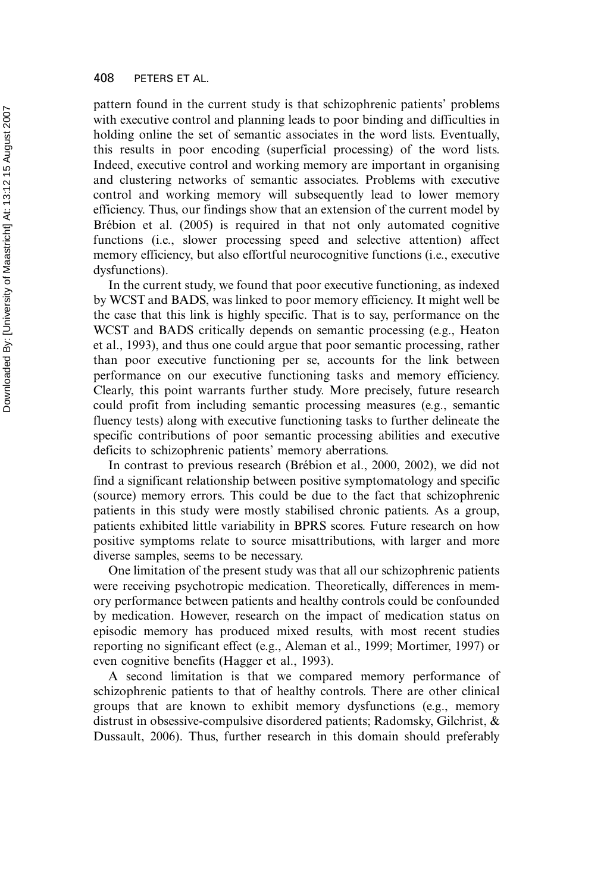pattern found in the current study is that schizophrenic patients' problems with executive control and planning leads to poor binding and difficulties in holding online the set of semantic associates in the word lists. Eventually, this results in poor encoding (superficial processing) of the word lists. Indeed, executive control and working memory are important in organising and clustering networks of semantic associates. Problems with executive control and working memory will subsequently lead to lower memory efficiency. Thus, our findings show that an extension of the current model by Brébion et al. (2005) is required in that not only automated cognitive functions (i.e., slower processing speed and selective attention) affect memory efficiency, but also effortful neurocognitive functions (i.e., executive dysfunctions).

In the current study, we found that poor executive functioning, as indexed by WCST and BADS, was linked to poor memory efficiency. It might well be the case that this link is highly specific. That is to say, performance on the WCST and BADS critically depends on semantic processing (e.g., Heaton et al., 1993), and thus one could argue that poor semantic processing, rather than poor executive functioning per se, accounts for the link between performance on our executive functioning tasks and memory efficiency. Clearly, this point warrants further study. More precisely, future research could profit from including semantic processing measures (e.g., semantic fluency tests) along with executive functioning tasks to further delineate the specific contributions of poor semantic processing abilities and executive deficits to schizophrenic patients' memory aberrations.

In contrast to previous research (Brébion et al., 2000, 2002), we did not find a significant relationship between positive symptomatology and specific (source) memory errors. This could be due to the fact that schizophrenic patients in this study were mostly stabilised chronic patients. As a group, patients exhibited little variability in BPRS scores. Future research on how positive symptoms relate to source misattributions, with larger and more diverse samples, seems to be necessary.

One limitation of the present study was that all our schizophrenic patients were receiving psychotropic medication. Theoretically, differences in memory performance between patients and healthy controls could be confounded by medication. However, research on the impact of medication status on episodic memory has produced mixed results, with most recent studies reporting no significant effect (e.g., Aleman et al., 1999; Mortimer, 1997) or even cognitive benefits (Hagger et al., 1993).

A second limitation is that we compared memory performance of schizophrenic patients to that of healthy controls. There are other clinical groups that are known to exhibit memory dysfunctions (e.g., memory distrust in obsessive-compulsive disordered patients; Radomsky, Gilchrist, & Dussault, 2006). Thus, further research in this domain should preferably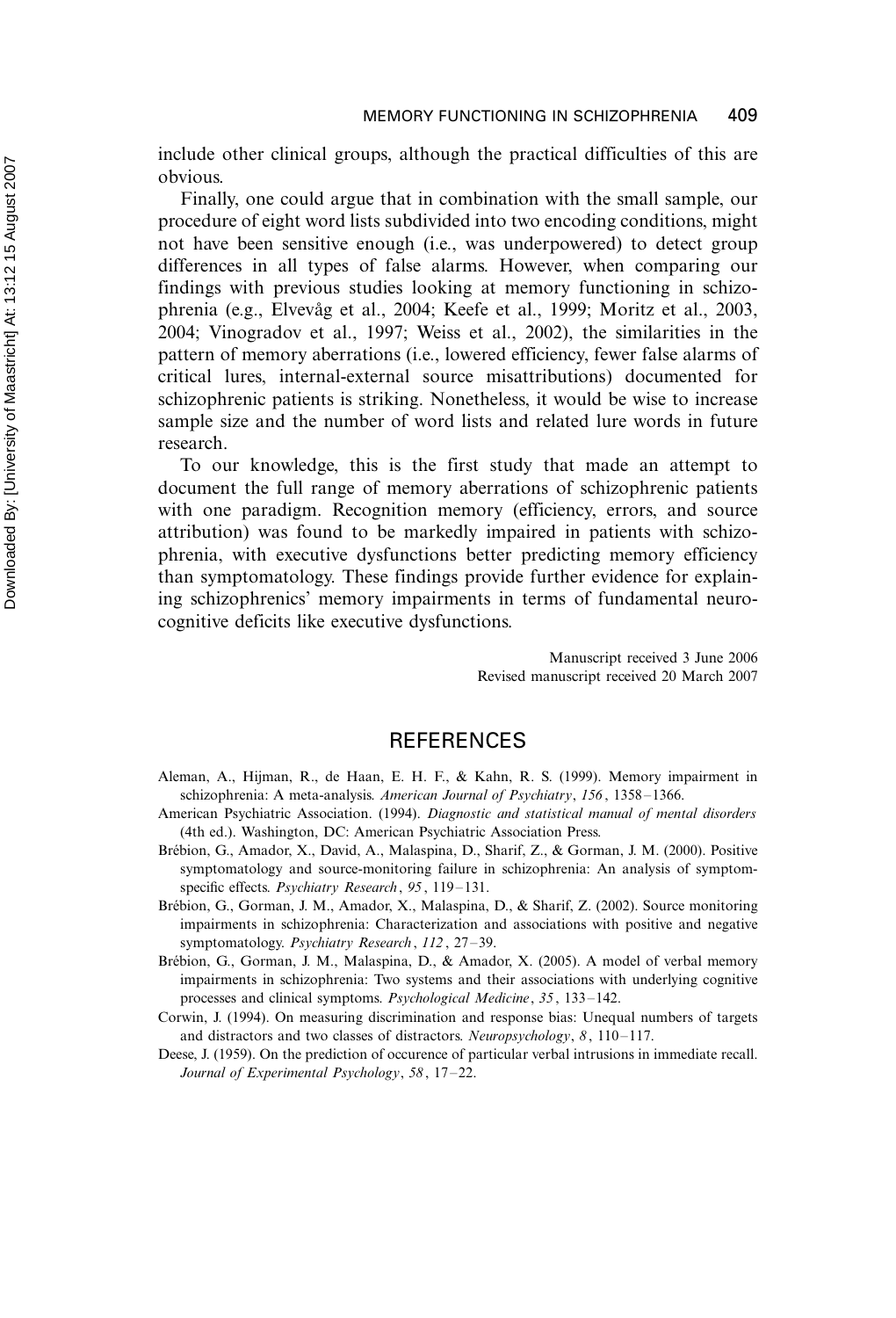include other clinical groups, although the practical difficulties of this are obvious.

Finally, one could argue that in combination with the small sample, our procedure of eight word lists subdivided into two encoding conditions, might not have been sensitive enough (i.e., was underpowered) to detect group differences in all types of false alarms. However, when comparing our findings with previous studies looking at memory functioning in schizophrenia (e.g., Elvevåg et al., 2004; Keefe et al., 1999; Moritz et al., 2003, 2004; Vinogradov et al., 1997; Weiss et al., 2002), the similarities in the pattern of memory aberrations (i.e., lowered efficiency, fewer false alarms of critical lures, internal-external source misattributions) documented for schizophrenic patients is striking. Nonetheless, it would be wise to increase sample size and the number of word lists and related lure words in future research.

To our knowledge, this is the first study that made an attempt to document the full range of memory aberrations of schizophrenic patients with one paradigm. Recognition memory (efficiency, errors, and source attribution) was found to be markedly impaired in patients with schizophrenia, with executive dysfunctions better predicting memory efficiency than symptomatology. These findings provide further evidence for explaining schizophrenics' memory impairments in terms of fundamental neurocognitive deficits like executive dysfunctions.

Manuscript received 3 June 2006
Revised manuscript received 20 March 2007

## REFERENCES

Aleman, A., Hijman, R., de Haan, E. H. F., & Kahn, R. S. (1999). Memory impairment in schizophrenia: A meta-analysis. *American Journal of Psychiatry*, *156*, 1358–1366.

American Psychiatric Association. (1994). *Diagnostic and statistical manual of mental disorders* (4th ed.). Washington, DC: American Psychiatric Association Press.

Brébion, G., Amador, X., David, A., Malaspina, D., Sharif, Z., & Gorman, J. M. (2000). Positive symptomatology and source-monitoring failure in schizophrenia: An analysis of symptom-specific effects. *Psychiatry Research*, *95*, 119–131.

Brébion, G., Gorman, J. M., Amador, X., Malaspina, D., & Sharif, Z. (2002). Source monitoring impairments in schizophrenia: Characterization and associations with positive and negative symptomatology. *Psychiatry Research*, *112*, 27–39.

Brébion, G., Gorman, J. M., Malaspina, D., & Amador, X. (2005). A model of verbal memory impairments in schizophrenia: Two systems and their associations with underlying cognitive processes and clinical symptoms. *Psychological Medicine*, *35*, 133–142.

Corwin, J. (1994). On measuring discrimination and response bias: Unequal numbers of targets and distractors and two classes of distractors. *Neuropsychology*, *8*, 110–117.

Deese, J. (1959). On the prediction of occurence of particular verbal intrusions in immediate recall. *Journal of Experimental Psychology*, *58*, 17–22.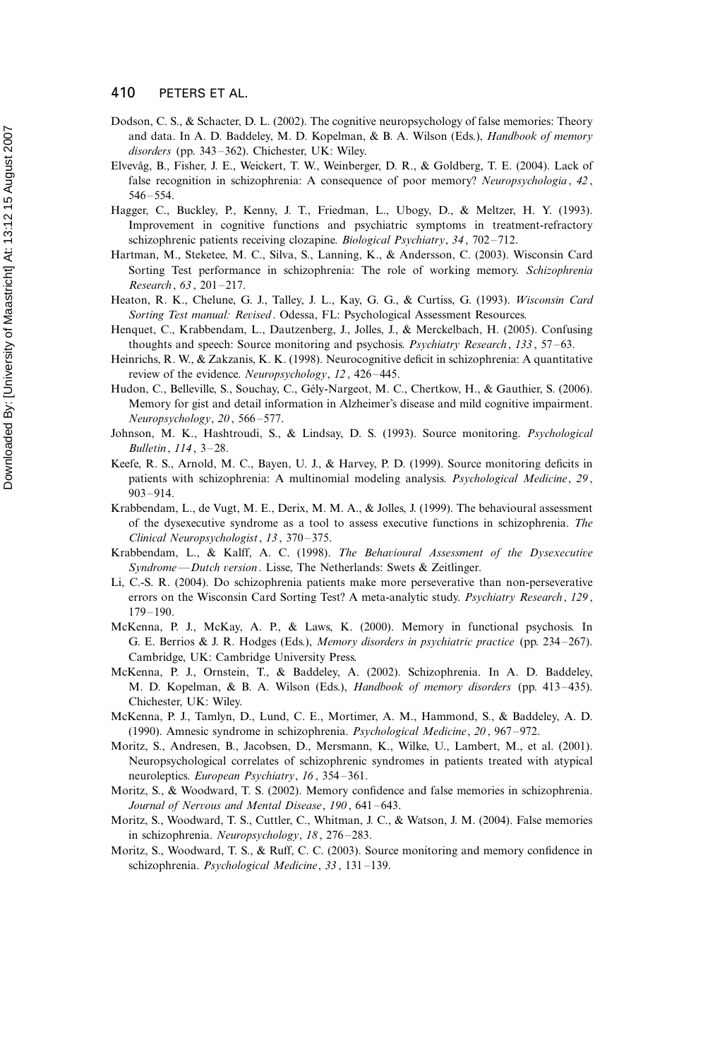Dodson, C. S., & Schacter, D. L. (2002). The cognitive neuropsychology of false memories: Theory and data. In A. D. Baddeley, M. D. Kopelman, & B. A. Wilson (Eds.), *Handbook of memory disorders* (pp. 343–362). Chichester, UK: Wiley.

Elvevåg, B., Fisher, J. E., Weickert, T. W., Weinberger, D. R., & Goldberg, T. E. (2004). Lack of false recognition in schizophrenia: A consequence of poor memory? *Neuropsychologia*, *42*, 546–554.

Hagger, C., Buckley, P., Kenny, J. T., Friedman, L., Ubogy, D., & Meltzer, H. Y. (1993). Improvement in cognitive functions and psychiatric symptoms in treatment-refractory schizophrenic patients receiving clozapine. *Biological Psychiatry*, *34*, 702–712.

Hartman, M., Steketee, M. C., Silva, S., Lanning, K., & Andersson, C. (2003). Wisconsin Card Sorting Test performance in schizophrenia: The role of working memory. *Schizophrenia Research*, *63*, 201–217.

Heaton, R. K., Chelune, G. J., Talley, J. L., Kay, G. G., & Curtiss, G. (1993). *Wisconsin Card Sorting Test manual: Revised*. Odessa, FL: Psychological Assessment Resources.

Henquet, C., Krabbendam, L., Dautzenberg, J., Jolles, J., & Merckelbach, H. (2005). Confusing thoughts and speech: Source monitoring and psychosis. *Psychiatry Research*, *133*, 57–63.

Heinrichs, R. W., & Zakzanis, K. K. (1998). Neurocognitive deficit in schizophrenia: A quantitative review of the evidence. *Neuropsychology*, *12*, 426–445.

Hudon, C., Belleville, S., Souchay, C., Gély-Nargeot, M. C., Chertkow, H., & Gauthier, S. (2006). Memory for gist and detail information in Alzheimer's disease and mild cognitive impairment. *Neuropsychology*, *20*, 566–577.

Johnson, M. K., Hashtroudi, S., & Lindsay, D. S. (1993). Source monitoring. *Psychological Bulletin*, *114*, 3–28.

Keefe, R. S., Arnold, M. C., Bayen, U. J., & Harvey, P. D. (1999). Source monitoring deficits in patients with schizophrenia: A multinomial modeling analysis. *Psychological Medicine*, *29*, 903–914.

Krabbendam, L., de Vugt, M. E., Derix, M. M. A., & Jolles, J. (1999). The behavioural assessment of the dysexecutive syndrome as a tool to assess executive functions in schizophrenia. *The Clinical Neuropsychologist*, *13*, 370–375.

Krabbendam, L., & Kalff, A. C. (1998). *The Behavioural Assessment of the Dysexecutive Syndrome—Dutch version*. Lisse, The Netherlands: Swets & Zeitlinger.

Li, C.-S. R. (2004). Do schizophrenia patients make more perseverative than non-perseverative errors on the Wisconsin Card Sorting Test? A meta-analytic study. *Psychiatry Research*, *129*, 179–190.

McKenna, P. J., McKay, A. P., & Laws, K. (2000). Memory in functional psychosis. In G. E. Berrios & J. R. Hodges (Eds.), *Memory disorders in psychiatric practice* (pp. 234–267). Cambridge, UK: Cambridge University Press.

McKenna, P. J., Ornstein, T., & Baddeley, A. (2002). Schizophrenia. In A. D. Baddeley, M. D. Kopelman, & B. A. Wilson (Eds.), *Handbook of memory disorders* (pp. 413–435). Chichester, UK: Wiley.

McKenna, P. J., Tamlyn, D., Lund, C. E., Mortimer, A. M., Hammond, S., & Baddeley, A. D. (1990). Amnesic syndrome in schizophrenia. *Psychological Medicine*, *20*, 967–972.

Moritz, S., Andresen, B., Jacobsen, D., Mersmann, K., Wilke, U., Lambert, M., et al. (2001). Neuropsychological correlates of schizophrenic syndromes in patients treated with atypical neuroleptics. *European Psychiatry*, *16*, 354–361.

Moritz, S., & Woodward, T. S. (2002). Memory confidence and false memories in schizophrenia. *Journal of Nervous and Mental Disease*, *190*, 641–643.

Moritz, S., Woodward, T. S., Cuttler, C., Whitman, J. C., & Watson, J. M. (2004). False memories in schizophrenia. *Neuropsychology*, *18*, 276–283.

Moritz, S., Woodward, T. S., & Ruff, C. C. (2003). Source monitoring and memory confidence in schizophrenia. *Psychological Medicine*, *33*, 131–139.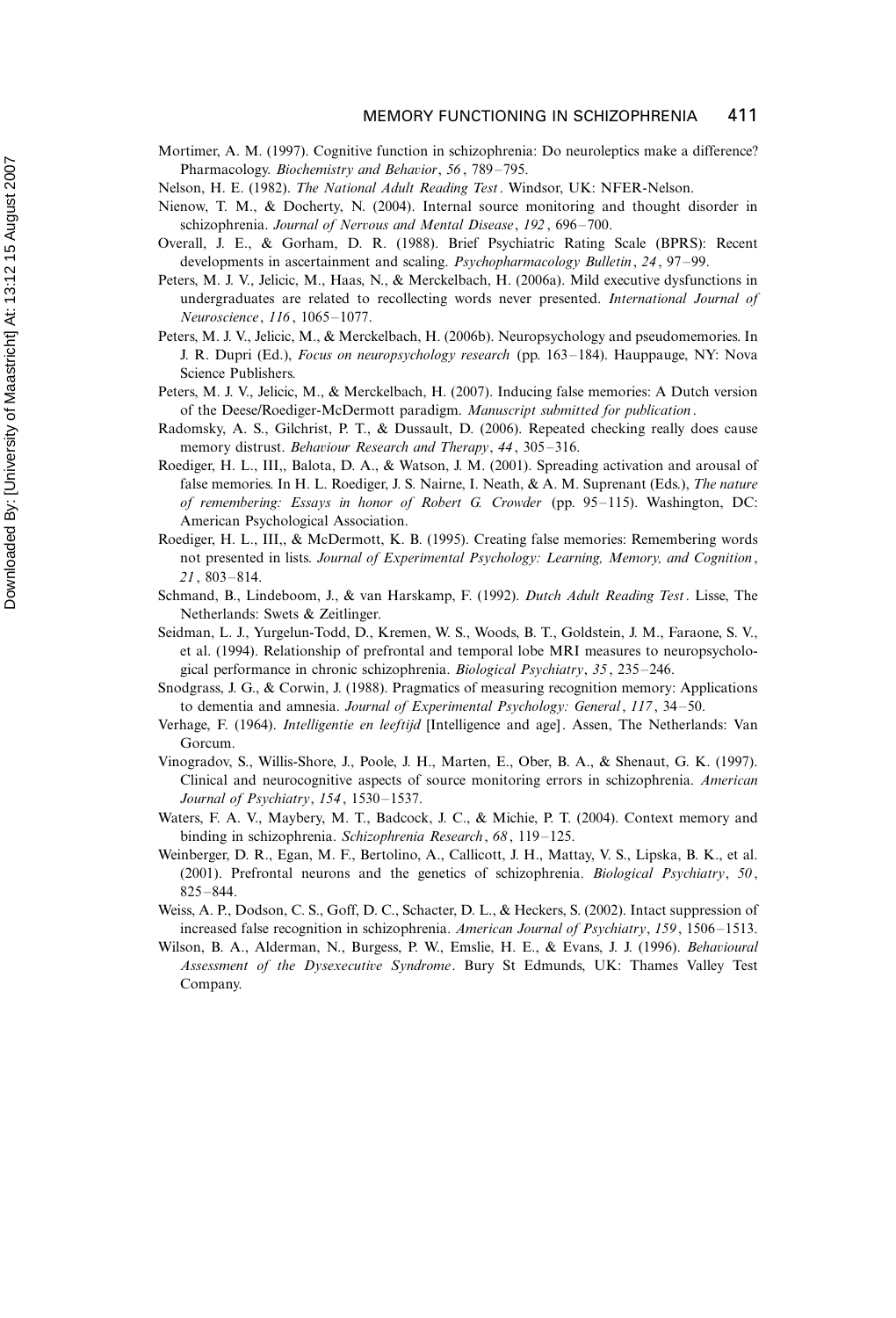Mortimer, A. M. (1997). Cognitive function in schizophrenia: Do neuroleptics make a difference? Pharmacology. *Biochemistry and Behavior*, *56*, 789–795.

Nelson, H. E. (1982). *The National Adult Reading Test*. Windsor, UK: NFER-Nelson.

Nienow, T. M., & Docherty, N. (2004). Internal source monitoring and thought disorder in schizophrenia. *Journal of Nervous and Mental Disease*, *192*, 696–700.

Overall, J. E., & Gorham, D. R. (1988). Brief Psychiatric Rating Scale (BPRS): Recent developments in ascertainment and scaling. *Psychopharmacology Bulletin*, *24*, 97–99.

Peters, M. J. V., Jelicic, M., Haas, N., & Merckelbach, H. (2006a). Mild executive dysfunctions in undergraduates are related to recollecting words never presented. *International Journal of Neuroscience*, *116*, 1065–1077.

Peters, M. J. V., Jelicic, M., & Merckelbach, H. (2006b). Neuropsychology and pseudomemories. In J. R. Dupri (Ed.), *Focus on neuropsychology research* (pp. 163–184). Hauppauge, NY: Nova Science Publishers.

Peters, M. J. V., Jelicic, M., & Merckelbach, H. (2007). Inducing false memories: A Dutch version of the Deese/Roediger-McDermott paradigm. *Manuscript submitted for publication*.

Radomsky, A. S., Gilchrist, P. T., & Dussault, D. (2006). Repeated checking really does cause memory distrust. *Behaviour Research and Therapy*, *44*, 305–316.

Roediger, H. L., III,, Balota, D. A., & Watson, J. M. (2001). Spreading activation and arousal of false memories. In H. L. Roediger, J. S. Nairne, I. Neath, & A. M. Suprenant (Eds.), *The nature of remembering: Essays in honor of Robert G. Crowder* (pp. 95–115). Washington, DC: American Psychological Association.

Roediger, H. L., III,, & McDermott, K. B. (1995). Creating false memories: Remembering words not presented in lists. *Journal of Experimental Psychology: Learning, Memory, and Cognition*, *21*, 803–814.

Schmand, B., Lindeboom, J., & van Harskamp, F. (1992). *Dutch Adult Reading Test*. Lisse, The Netherlands: Swets & Zeitlinger.

Seidman, L. J., Yurgelun-Todd, D., Kremen, W. S., Woods, B. T., Goldstein, J. M., Faraone, S. V., et al. (1994). Relationship of prefrontal and temporal lobe MRI measures to neuropsychological performance in chronic schizophrenia. *Biological Psychiatry*, *35*, 235–246.

Snodgrass, J. G., & Corwin, J. (1988). Pragmatics of measuring recognition memory: Applications to dementia and amnesia. *Journal of Experimental Psychology: General*, *117*, 34–50.

Verhage, F. (1964). *Intelligentie en leeftijd* [Intelligence and age]. Assen, The Netherlands: Van Gorcum.

Vinogradov, S., Willis-Shore, J., Poole, J. H., Marten, E., Ober, B. A., & Shenaut, G. K. (1997). Clinical and neurocognitive aspects of source monitoring errors in schizophrenia. *American Journal of Psychiatry*, *154*, 1530–1537.

Waters, F. A. V., Maybery, M. T., Badcock, J. C., & Michie, P. T. (2004). Context memory and binding in schizophrenia. *Schizophrenia Research*, *68*, 119–125.

Weinberger, D. R., Egan, M. F., Bertolino, A., Callicott, J. H., Mattay, V. S., Lipska, B. K., et al. (2001). Prefrontal neurons and the genetics of schizophrenia. *Biological Psychiatry*, *50*, 825–844.

Weiss, A. P., Dodson, C. S., Goff, D. C., Schacter, D. L., & Heckers, S. (2002). Intact suppression of increased false recognition in schizophrenia. *American Journal of Psychiatry*, *159*, 1506–1513.

Wilson, B. A., Alderman, N., Burgess, P. W., Emslie, H. E., & Evans, J. J. (1996). *Behavioural Assessment of the Dysexecutive Syndrome*. Bury St Edmunds, UK: Thames Valley Test Company.